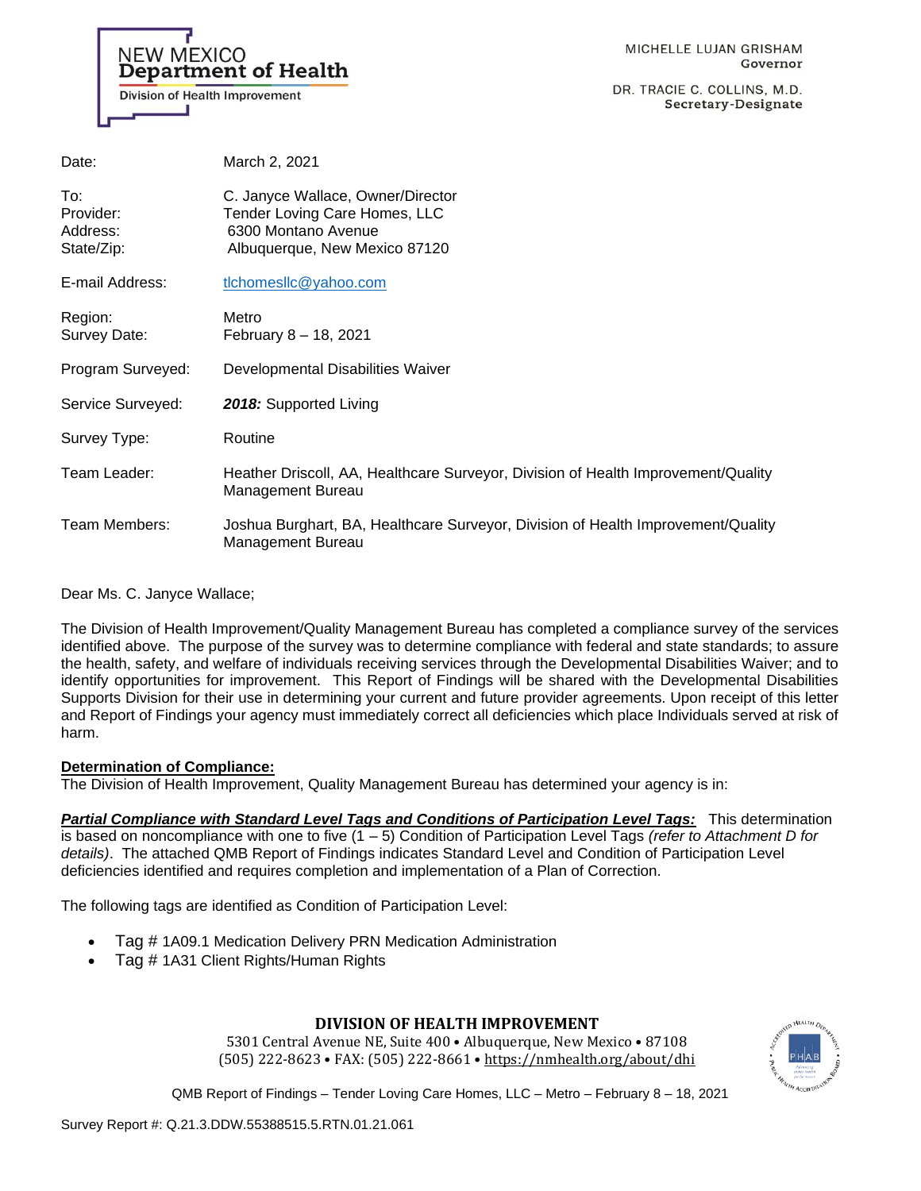NEW MEXICO
**Department of Health**
Division of Health Improvement

MICHELLE LUJAN GRISHAM
**Governor**

DR. TRACIE C. COLLINS, M.D.
**Secretary-Designate**

| | |
|---|---|
| Date: | March 2, 2021 |
| To:<br>Provider:<br>Address:<br>State/Zip: | C. Janyce Wallace, Owner/Director<br>Tender Loving Care Homes, LLC<br>6300 Montano Avenue<br>Albuquerque, New Mexico 87120 |
| E-mail Address: | tlchomesllc@yahoo.com |
| Region:<br>Survey Date: | Metro<br>February 8 – 18, 2021 |
| Program Surveyed: | Developmental Disabilities Waiver |
| Service Surveyed: | ***2018:*** Supported Living |
| Survey Type: | Routine |
| Team Leader: | Heather Driscoll, AA, Healthcare Surveyor, Division of Health Improvement/Quality Management Bureau |
| Team Members: | Joshua Burghart, BA, Healthcare Surveyor, Division of Health Improvement/Quality Management Bureau |

Dear Ms. C. Janyce Wallace;

The Division of Health Improvement/Quality Management Bureau has completed a compliance survey of the services identified above. The purpose of the survey was to determine compliance with federal and state standards; to assure the health, safety, and welfare of individuals receiving services through the Developmental Disabilities Waiver; and to identify opportunities for improvement. This Report of Findings will be shared with the Developmental Disabilities Supports Division for their use in determining your current and future provider agreements. Upon receipt of this letter and Report of Findings your agency must immediately correct all deficiencies which place Individuals served at risk of harm.

**Determination of Compliance:**
The Division of Health Improvement, Quality Management Bureau has determined your agency is in:

***Partial Compliance with Standard Level Tags and Conditions of Participation Level Tags:*** This determination is based on noncompliance with one to five (1 – 5) Condition of Participation Level Tags *(refer to Attachment D for details)*. The attached QMB Report of Findings indicates Standard Level and Condition of Participation Level deficiencies identified and requires completion and implementation of a Plan of Correction.

The following tags are identified as Condition of Participation Level:

- Tag # 1A09.1 Medication Delivery PRN Medication Administration
- Tag # 1A31 Client Rights/Human Rights

**DIVISION OF HEALTH IMPROVEMENT**
5301 Central Avenue NE, Suite 400 • Albuquerque, New Mexico • 87108
(505) 222-8623 • FAX: (505) 222-8661 • https://nmhealth.org/about/dhi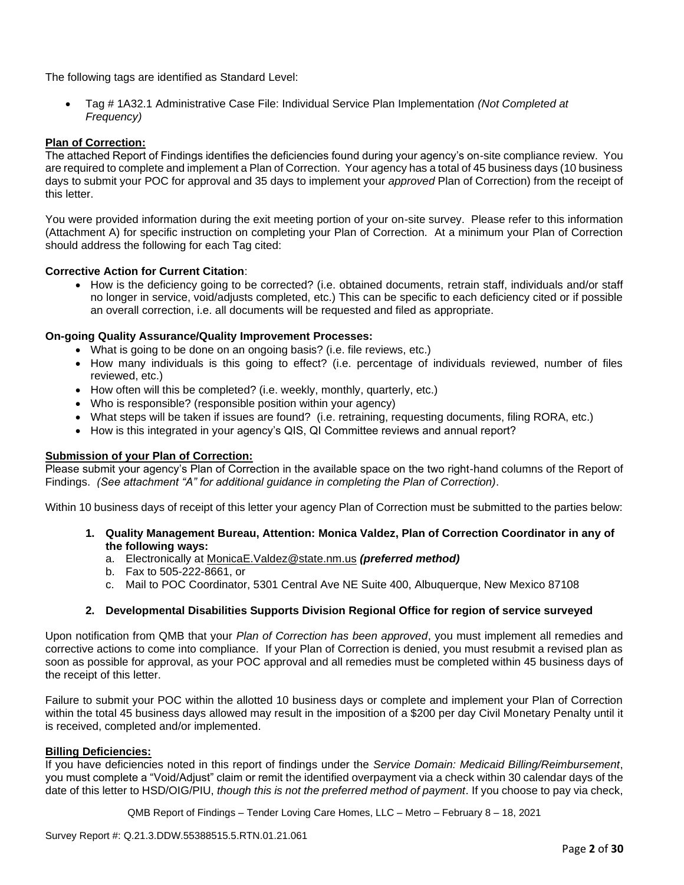The following tags are identified as Standard Level:

- Tag # 1A32.1 Administrative Case File: Individual Service Plan Implementation *(Not Completed at Frequency)*

**Plan of Correction:**

The attached Report of Findings identifies the deficiencies found during your agency's on-site compliance review. You are required to complete and implement a Plan of Correction. Your agency has a total of 45 business days (10 business days to submit your POC for approval and 35 days to implement your *approved* Plan of Correction) from the receipt of this letter.

You were provided information during the exit meeting portion of your on-site survey. Please refer to this information (Attachment A) for specific instruction on completing your Plan of Correction. At a minimum your Plan of Correction should address the following for each Tag cited:

**Corrective Action for Current Citation**:

- How is the deficiency going to be corrected? (i.e. obtained documents, retrain staff, individuals and/or staff no longer in service, void/adjusts completed, etc.) This can be specific to each deficiency cited or if possible an overall correction, i.e. all documents will be requested and filed as appropriate.

**On-going Quality Assurance/Quality Improvement Processes:**

- What is going to be done on an ongoing basis? (i.e. file reviews, etc.)
- How many individuals is this going to effect? (i.e. percentage of individuals reviewed, number of files reviewed, etc.)
- How often will this be completed? (i.e. weekly, monthly, quarterly, etc.)
- Who is responsible? (responsible position within your agency)
- What steps will be taken if issues are found? (i.e. retraining, requesting documents, filing RORA, etc.)
- How is this integrated in your agency's QIS, QI Committee reviews and annual report?

**Submission of your Plan of Correction:**

Please submit your agency's Plan of Correction in the available space on the two right-hand columns of the Report of Findings. *(See attachment "A" for additional guidance in completing the Plan of Correction)*.

Within 10 business days of receipt of this letter your agency Plan of Correction must be submitted to the parties below:

1. **Quality Management Bureau, Attention: Monica Valdez, Plan of Correction Coordinator in any of the following ways:**
   a. Electronically at MonicaE.Valdez@state.nm.us ***(preferred method)***
   b. Fax to 505-222-8661, or
   c. Mail to POC Coordinator, 5301 Central Ave NE Suite 400, Albuquerque, New Mexico 87108

2. **Developmental Disabilities Supports Division Regional Office for region of service surveyed**

Upon notification from QMB that your *Plan of Correction has been approved*, you must implement all remedies and corrective actions to come into compliance. If your Plan of Correction is denied, you must resubmit a revised plan as soon as possible for approval, as your POC approval and all remedies must be completed within 45 business days of the receipt of this letter.

Failure to submit your POC within the allotted 10 business days or complete and implement your Plan of Correction within the total 45 business days allowed may result in the imposition of a $200 per day Civil Monetary Penalty until it is received, completed and/or implemented.

**Billing Deficiencies:**

If you have deficiencies noted in this report of findings under the *Service Domain: Medicaid Billing/Reimbursement*, you must complete a "Void/Adjust" claim or remit the identified overpayment via a check within 30 calendar days of the date of this letter to HSD/OIG/PIU, *though this is not the preferred method of payment*. If you choose to pay via check,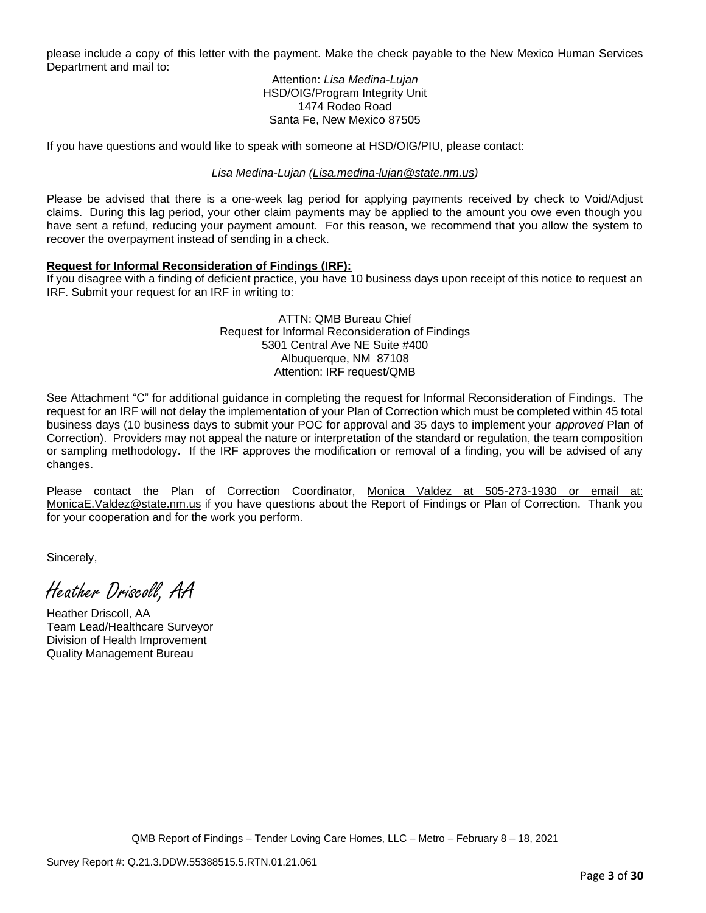please include a copy of this letter with the payment. Make the check payable to the New Mexico Human Services Department and mail to:

Attention: *Lisa Medina-Lujan*
HSD/OIG/Program Integrity Unit
1474 Rodeo Road
Santa Fe, New Mexico 87505

If you have questions and would like to speak with someone at HSD/OIG/PIU, please contact:

*Lisa Medina-Lujan (Lisa.medina-lujan@state.nm.us)*

Please be advised that there is a one-week lag period for applying payments received by check to Void/Adjust claims. During this lag period, your other claim payments may be applied to the amount you owe even though you have sent a refund, reducing your payment amount. For this reason, we recommend that you allow the system to recover the overpayment instead of sending in a check.

**Request for Informal Reconsideration of Findings (IRF):**

If you disagree with a finding of deficient practice, you have 10 business days upon receipt of this notice to request an IRF. Submit your request for an IRF in writing to:

ATTN: QMB Bureau Chief
Request for Informal Reconsideration of Findings
5301 Central Ave NE Suite #400
Albuquerque, NM 87108
Attention: IRF request/QMB

See Attachment "C" for additional guidance in completing the request for Informal Reconsideration of Findings. The request for an IRF will not delay the implementation of your Plan of Correction which must be completed within 45 total business days (10 business days to submit your POC for approval and 35 days to implement your *approved* Plan of Correction). Providers may not appeal the nature or interpretation of the standard or regulation, the team composition or sampling methodology. If the IRF approves the modification or removal of a finding, you will be advised of any changes.

Please contact the Plan of Correction Coordinator, Monica Valdez at 505-273-1930 or email at: MonicaE.Valdez@state.nm.us if you have questions about the Report of Findings or Plan of Correction. Thank you for your cooperation and for the work you perform.

Sincerely,

*Heather Driscoll, AA*

Heather Driscoll, AA
Team Lead/Healthcare Surveyor
Division of Health Improvement
Quality Management Bureau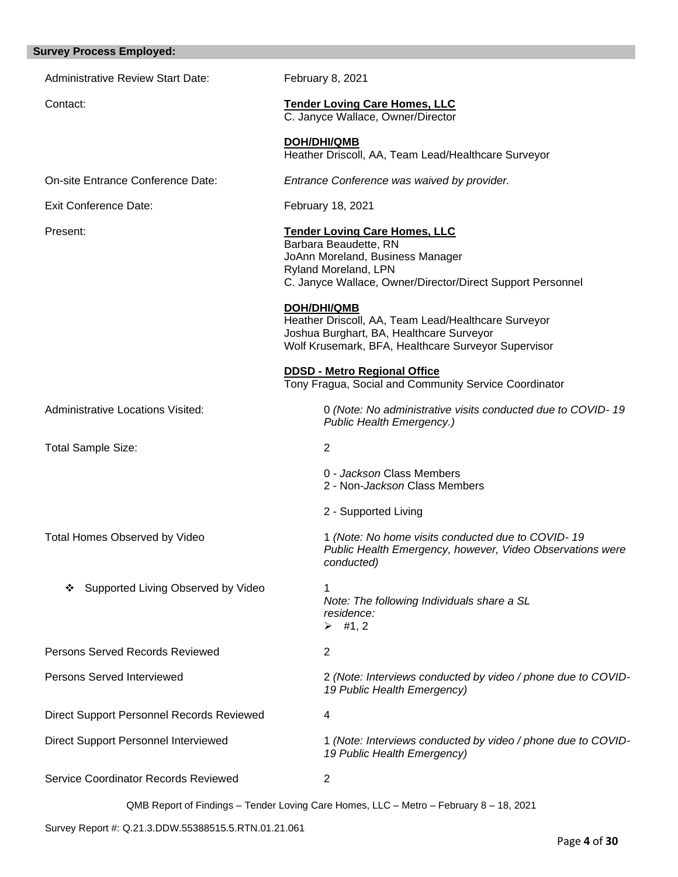**Survey Process Employed:**

| | |
|---|---|
| Administrative Review Start Date: | February 8, 2021 |
| Contact: | **Tender Loving Care Homes, LLC**<br>C. Janyce Wallace, Owner/Director<br><br>**DOH/DHI/QMB**<br>Heather Driscoll, AA, Team Lead/Healthcare Surveyor |
| On-site Entrance Conference Date: | *Entrance Conference was waived by provider.* |
| Exit Conference Date: | February 18, 2021 |
| Present: | **Tender Loving Care Homes, LLC**<br>Barbara Beaudette, RN<br>JoAnn Moreland, Business Manager<br>Ryland Moreland, LPN<br>C. Janyce Wallace, Owner/Director/Direct Support Personnel<br><br>**DOH/DHI/QMB**<br>Heather Driscoll, AA, Team Lead/Healthcare Surveyor<br>Joshua Burghart, BA, Healthcare Surveyor<br>Wolf Krusemark, BFA, Healthcare Surveyor Supervisor<br><br>**DDSD - Metro Regional Office**<br>Tony Fragua, Social and Community Service Coordinator |
| Administrative Locations Visited: | 0 *(Note: No administrative visits conducted due to COVID- 19 Public Health Emergency.)* |
| Total Sample Size: | 2<br><br>0 - *Jackson* Class Members<br>2 - Non-*Jackson* Class Members<br><br>2 - Supported Living |
| Total Homes Observed by Video | 1 *(Note: No home visits conducted due to COVID- 19 Public Health Emergency, however, Video Observations were conducted)* |
| ❖ Supported Living Observed by Video | 1<br>*Note: The following Individuals share a SL residence:*<br>➢ #1, 2 |
| Persons Served Records Reviewed | 2 |
| Persons Served Interviewed | 2 *(Note: Interviews conducted by video / phone due to COVID-19 Public Health Emergency)* |
| Direct Support Personnel Records Reviewed | 4 |
| Direct Support Personnel Interviewed | 1 *(Note: Interviews conducted by video / phone due to COVID-19 Public Health Emergency)* |
| Service Coordinator Records Reviewed | 2 |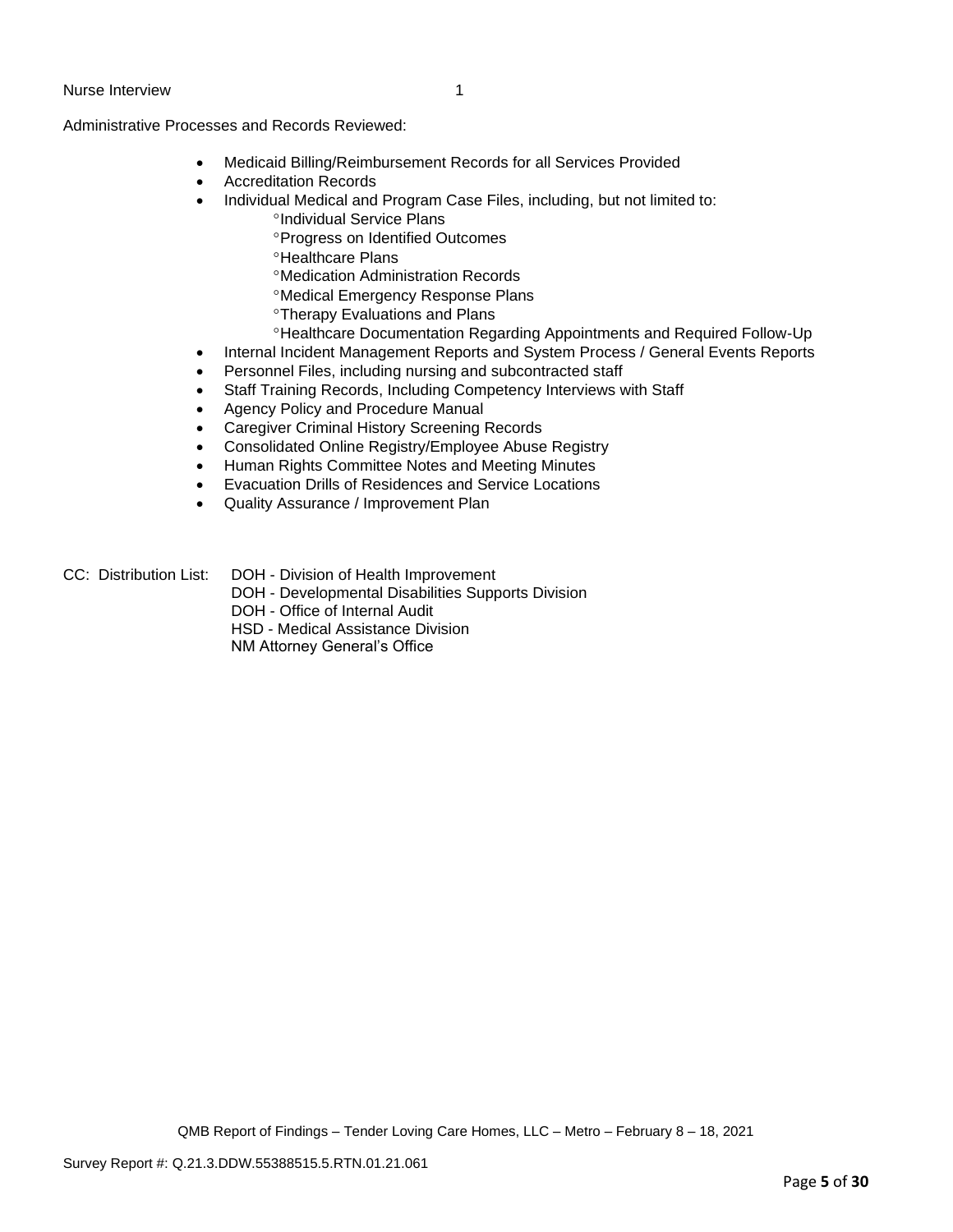Nurse Interview 1

Administrative Processes and Records Reviewed:

- Medicaid Billing/Reimbursement Records for all Services Provided
- Accreditation Records
- Individual Medical and Program Case Files, including, but not limited to:
  - °Individual Service Plans
  - °Progress on Identified Outcomes
  - °Healthcare Plans
  - °Medication Administration Records
  - °Medical Emergency Response Plans
  - °Therapy Evaluations and Plans
  - °Healthcare Documentation Regarding Appointments and Required Follow-Up
- Internal Incident Management Reports and System Process / General Events Reports
- Personnel Files, including nursing and subcontracted staff
- Staff Training Records, Including Competency Interviews with Staff
- Agency Policy and Procedure Manual
- Caregiver Criminal History Screening Records
- Consolidated Online Registry/Employee Abuse Registry
- Human Rights Committee Notes and Meeting Minutes
- Evacuation Drills of Residences and Service Locations
- Quality Assurance / Improvement Plan

CC: Distribution List:
DOH - Division of Health Improvement
DOH - Developmental Disabilities Supports Division
DOH - Office of Internal Audit
HSD - Medical Assistance Division
NM Attorney General's Office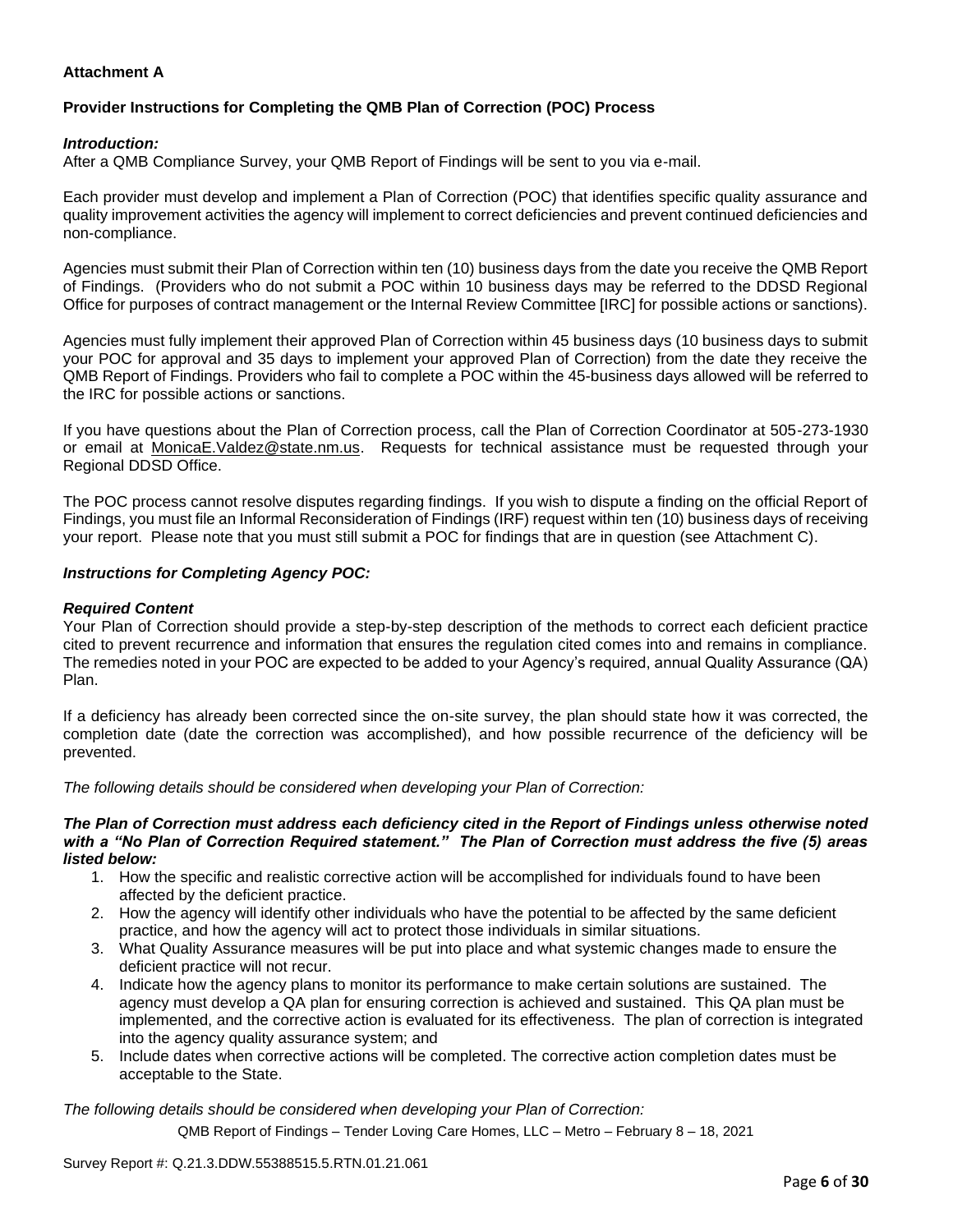**Attachment A**

**Provider Instructions for Completing the QMB Plan of Correction (POC) Process**

***Introduction:***

After a QMB Compliance Survey, your QMB Report of Findings will be sent to you via e-mail.

Each provider must develop and implement a Plan of Correction (POC) that identifies specific quality assurance and quality improvement activities the agency will implement to correct deficiencies and prevent continued deficiencies and non-compliance.

Agencies must submit their Plan of Correction within ten (10) business days from the date you receive the QMB Report of Findings. (Providers who do not submit a POC within 10 business days may be referred to the DDSD Regional Office for purposes of contract management or the Internal Review Committee [IRC] for possible actions or sanctions).

Agencies must fully implement their approved Plan of Correction within 45 business days (10 business days to submit your POC for approval and 35 days to implement your approved Plan of Correction) from the date they receive the QMB Report of Findings. Providers who fail to complete a POC within the 45-business days allowed will be referred to the IRC for possible actions or sanctions.

If you have questions about the Plan of Correction process, call the Plan of Correction Coordinator at 505-273-1930 or email at MonicaE.Valdez@state.nm.us. Requests for technical assistance must be requested through your Regional DDSD Office.

The POC process cannot resolve disputes regarding findings. If you wish to dispute a finding on the official Report of Findings, you must file an Informal Reconsideration of Findings (IRF) request within ten (10) business days of receiving your report. Please note that you must still submit a POC for findings that are in question (see Attachment C).

***Instructions for Completing Agency POC:***

***Required Content***

Your Plan of Correction should provide a step-by-step description of the methods to correct each deficient practice cited to prevent recurrence and information that ensures the regulation cited comes into and remains in compliance. The remedies noted in your POC are expected to be added to your Agency's required, annual Quality Assurance (QA) Plan.

If a deficiency has already been corrected since the on-site survey, the plan should state how it was corrected, the completion date (date the correction was accomplished), and how possible recurrence of the deficiency will be prevented.

*The following details should be considered when developing your Plan of Correction:*

***The Plan of Correction must address each deficiency cited in the Report of Findings unless otherwise noted with a "No Plan of Correction Required statement." The Plan of Correction must address the five (5) areas listed below:***

1. How the specific and realistic corrective action will be accomplished for individuals found to have been affected by the deficient practice.
2. How the agency will identify other individuals who have the potential to be affected by the same deficient practice, and how the agency will act to protect those individuals in similar situations.
3. What Quality Assurance measures will be put into place and what systemic changes made to ensure the deficient practice will not recur.
4. Indicate how the agency plans to monitor its performance to make certain solutions are sustained. The agency must develop a QA plan for ensuring correction is achieved and sustained. This QA plan must be implemented, and the corrective action is evaluated for its effectiveness. The plan of correction is integrated into the agency quality assurance system; and
5. Include dates when corrective actions will be completed. The corrective action completion dates must be acceptable to the State.

*The following details should be considered when developing your Plan of Correction:*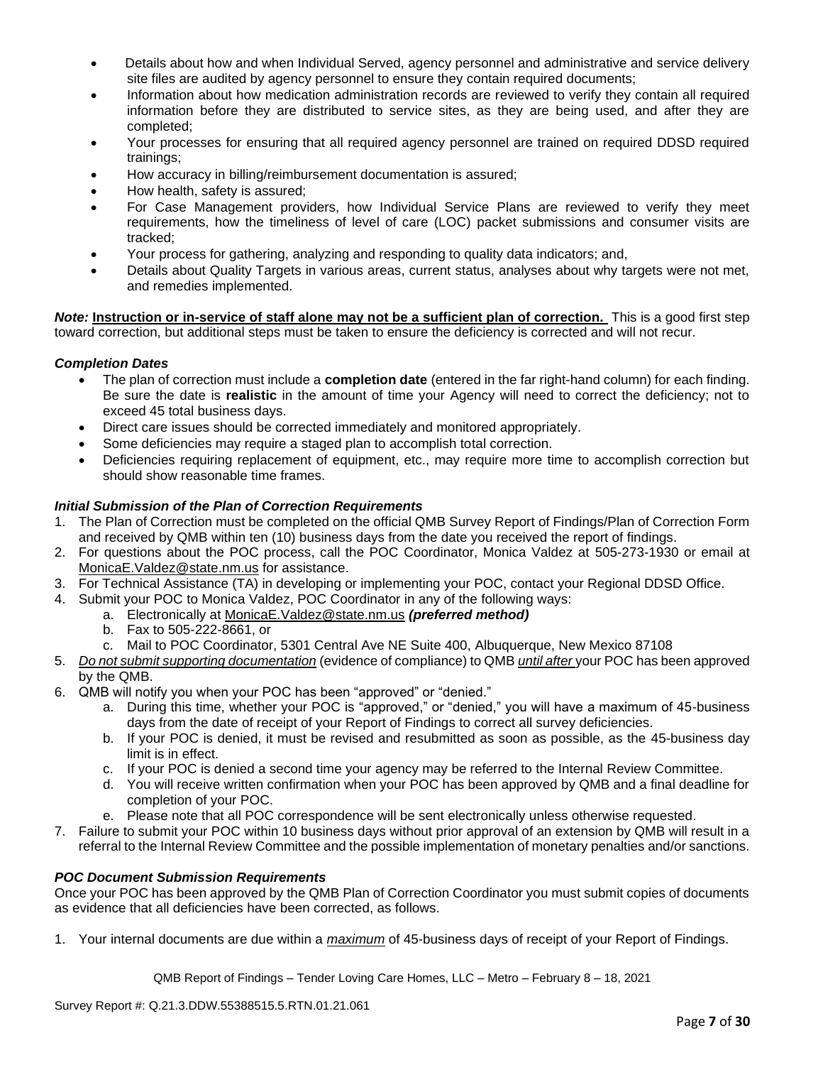- Details about how and when Individual Served, agency personnel and administrative and service delivery site files are audited by agency personnel to ensure they contain required documents;
- Information about how medication administration records are reviewed to verify they contain all required information before they are distributed to service sites, as they are being used, and after they are completed;
- Your processes for ensuring that all required agency personnel are trained on required DDSD required trainings;
- How accuracy in billing/reimbursement documentation is assured;
- How health, safety is assured;
- For Case Management providers, how Individual Service Plans are reviewed to verify they meet requirements, how the timeliness of level of care (LOC) packet submissions and consumer visits are tracked;
- Your process for gathering, analyzing and responding to quality data indicators; and,
- Details about Quality Targets in various areas, current status, analyses about why targets were not met, and remedies implemented.

***Note:*** **Instruction or in-service of staff alone may not be a sufficient plan of correction.** This is a good first step toward correction, but additional steps must be taken to ensure the deficiency is corrected and will not recur.

### *Completion Dates*

- The plan of correction must include a **completion date** (entered in the far right-hand column) for each finding. Be sure the date is **realistic** in the amount of time your Agency will need to correct the deficiency; not to exceed 45 total business days.
- Direct care issues should be corrected immediately and monitored appropriately.
- Some deficiencies may require a staged plan to accomplish total correction.
- Deficiencies requiring replacement of equipment, etc., may require more time to accomplish correction but should show reasonable time frames.

### *Initial Submission of the Plan of Correction Requirements*

1. The Plan of Correction must be completed on the official QMB Survey Report of Findings/Plan of Correction Form and received by QMB within ten (10) business days from the date you received the report of findings.
2. For questions about the POC process, call the POC Coordinator, Monica Valdez at 505-273-1930 or email at MonicaE.Valdez@state.nm.us for assistance.
3. For Technical Assistance (TA) in developing or implementing your POC, contact your Regional DDSD Office.
4. Submit your POC to Monica Valdez, POC Coordinator in any of the following ways:
   a. Electronically at MonicaE.Valdez@state.nm.us ***(preferred method)***
   b. Fax to 505-222-8661, or
   c. Mail to POC Coordinator, 5301 Central Ave NE Suite 400, Albuquerque, New Mexico 87108
5. *Do not submit supporting documentation* (evidence of compliance) to QMB *until after* your POC has been approved by the QMB.
6. QMB will notify you when your POC has been "approved" or "denied."
   a. During this time, whether your POC is "approved," or "denied," you will have a maximum of 45-business days from the date of receipt of your Report of Findings to correct all survey deficiencies.
   b. If your POC is denied, it must be revised and resubmitted as soon as possible, as the 45-business day limit is in effect.
   c. If your POC is denied a second time your agency may be referred to the Internal Review Committee.
   d. You will receive written confirmation when your POC has been approved by QMB and a final deadline for completion of your POC.
   e. Please note that all POC correspondence will be sent electronically unless otherwise requested.
7. Failure to submit your POC within 10 business days without prior approval of an extension by QMB will result in a referral to the Internal Review Committee and the possible implementation of monetary penalties and/or sanctions.

### *POC Document Submission Requirements*

Once your POC has been approved by the QMB Plan of Correction Coordinator you must submit copies of documents as evidence that all deficiencies have been corrected, as follows.

1. Your internal documents are due within a ***maximum*** of 45-business days of receipt of your Report of Findings.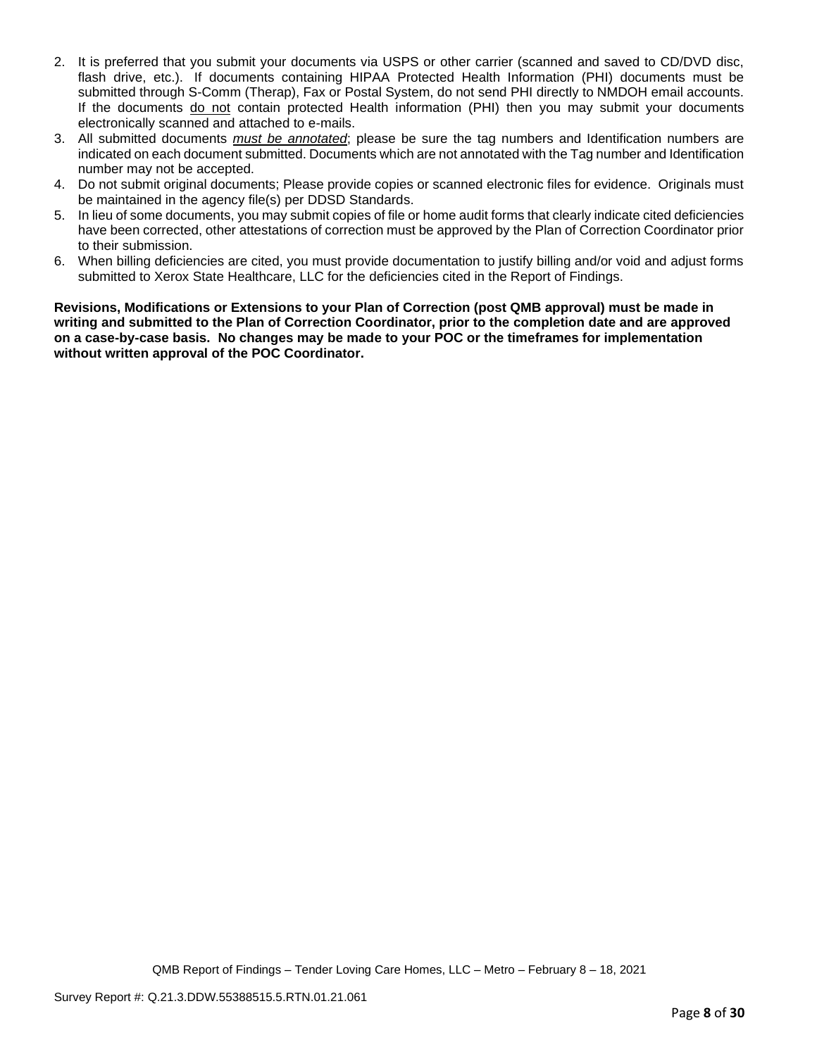2. It is preferred that you submit your documents via USPS or other carrier (scanned and saved to CD/DVD disc, flash drive, etc.). If documents containing HIPAA Protected Health Information (PHI) documents must be submitted through S-Comm (Therap), Fax or Postal System, do not send PHI directly to NMDOH email accounts. If the documents do not contain protected Health information (PHI) then you may submit your documents electronically scanned and attached to e-mails.
3. All submitted documents ***must be annotated***; please be sure the tag numbers and Identification numbers are indicated on each document submitted. Documents which are not annotated with the Tag number and Identification number may not be accepted.
4. Do not submit original documents; Please provide copies or scanned electronic files for evidence. Originals must be maintained in the agency file(s) per DDSD Standards.
5. In lieu of some documents, you may submit copies of file or home audit forms that clearly indicate cited deficiencies have been corrected, other attestations of correction must be approved by the Plan of Correction Coordinator prior to their submission.
6. When billing deficiencies are cited, you must provide documentation to justify billing and/or void and adjust forms submitted to Xerox State Healthcare, LLC for the deficiencies cited in the Report of Findings.

**Revisions, Modifications or Extensions to your Plan of Correction (post QMB approval) must be made in writing and submitted to the Plan of Correction Coordinator, prior to the completion date and are approved on a case-by-case basis. No changes may be made to your POC or the timeframes for implementation without written approval of the POC Coordinator.**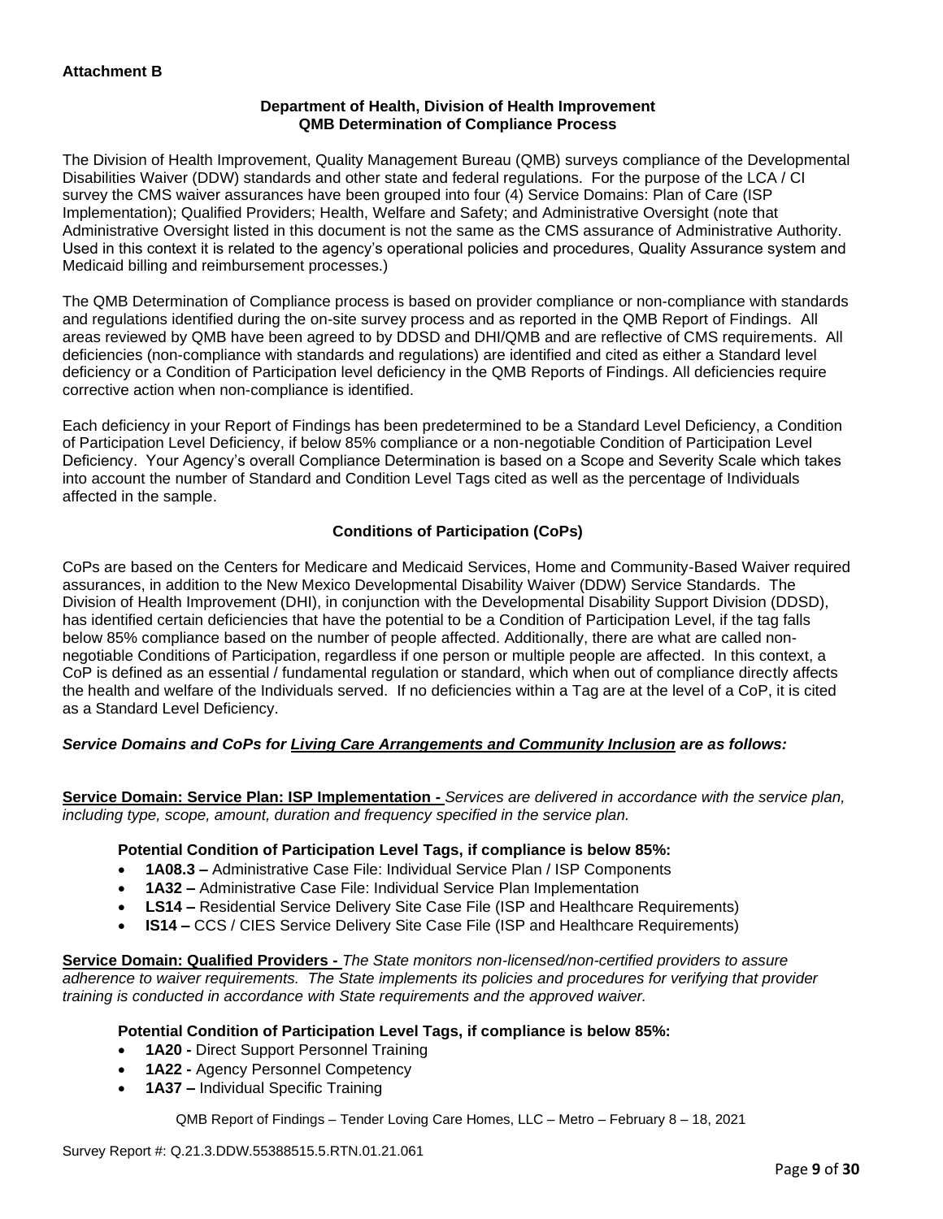**Attachment B**

**Department of Health, Division of Health Improvement**
**QMB Determination of Compliance Process**

The Division of Health Improvement, Quality Management Bureau (QMB) surveys compliance of the Developmental Disabilities Waiver (DDW) standards and other state and federal regulations. For the purpose of the LCA / CI survey the CMS waiver assurances have been grouped into four (4) Service Domains: Plan of Care (ISP Implementation); Qualified Providers; Health, Welfare and Safety; and Administrative Oversight (note that Administrative Oversight listed in this document is not the same as the CMS assurance of Administrative Authority. Used in this context it is related to the agency's operational policies and procedures, Quality Assurance system and Medicaid billing and reimbursement processes.)

The QMB Determination of Compliance process is based on provider compliance or non-compliance with standards and regulations identified during the on-site survey process and as reported in the QMB Report of Findings. All areas reviewed by QMB have been agreed to by DDSD and DHI/QMB and are reflective of CMS requirements. All deficiencies (non-compliance with standards and regulations) are identified and cited as either a Standard level deficiency or a Condition of Participation level deficiency in the QMB Reports of Findings. All deficiencies require corrective action when non-compliance is identified.

Each deficiency in your Report of Findings has been predetermined to be a Standard Level Deficiency, a Condition of Participation Level Deficiency, if below 85% compliance or a non-negotiable Condition of Participation Level Deficiency. Your Agency's overall Compliance Determination is based on a Scope and Severity Scale which takes into account the number of Standard and Condition Level Tags cited as well as the percentage of Individuals affected in the sample.

**Conditions of Participation (CoPs)**

CoPs are based on the Centers for Medicare and Medicaid Services, Home and Community-Based Waiver required assurances, in addition to the New Mexico Developmental Disability Waiver (DDW) Service Standards. The Division of Health Improvement (DHI), in conjunction with the Developmental Disability Support Division (DDSD), has identified certain deficiencies that have the potential to be a Condition of Participation Level, if the tag falls below 85% compliance based on the number of people affected. Additionally, there are what are called non-negotiable Conditions of Participation, regardless if one person or multiple people are affected. In this context, a CoP is defined as an essential / fundamental regulation or standard, which when out of compliance directly affects the health and welfare of the Individuals served. If no deficiencies within a Tag are at the level of a CoP, it is cited as a Standard Level Deficiency.

***Service Domains and CoPs for Living Care Arrangements and Community Inclusion are as follows:***

**Service Domain: Service Plan: ISP Implementation -** *Services are delivered in accordance with the service plan, including type, scope, amount, duration and frequency specified in the service plan.*

**Potential Condition of Participation Level Tags, if compliance is below 85%:**

- **1A08.3 –** Administrative Case File: Individual Service Plan / ISP Components
- **1A32 –** Administrative Case File: Individual Service Plan Implementation
- **LS14 –** Residential Service Delivery Site Case File (ISP and Healthcare Requirements)
- **IS14 –** CCS / CIES Service Delivery Site Case File (ISP and Healthcare Requirements)

**Service Domain: Qualified Providers -** *The State monitors non-licensed/non-certified providers to assure adherence to waiver requirements. The State implements its policies and procedures for verifying that provider training is conducted in accordance with State requirements and the approved waiver.*

**Potential Condition of Participation Level Tags, if compliance is below 85%:**

- **1A20 -** Direct Support Personnel Training
- **1A22 -** Agency Personnel Competency
- **1A37 –** Individual Specific Training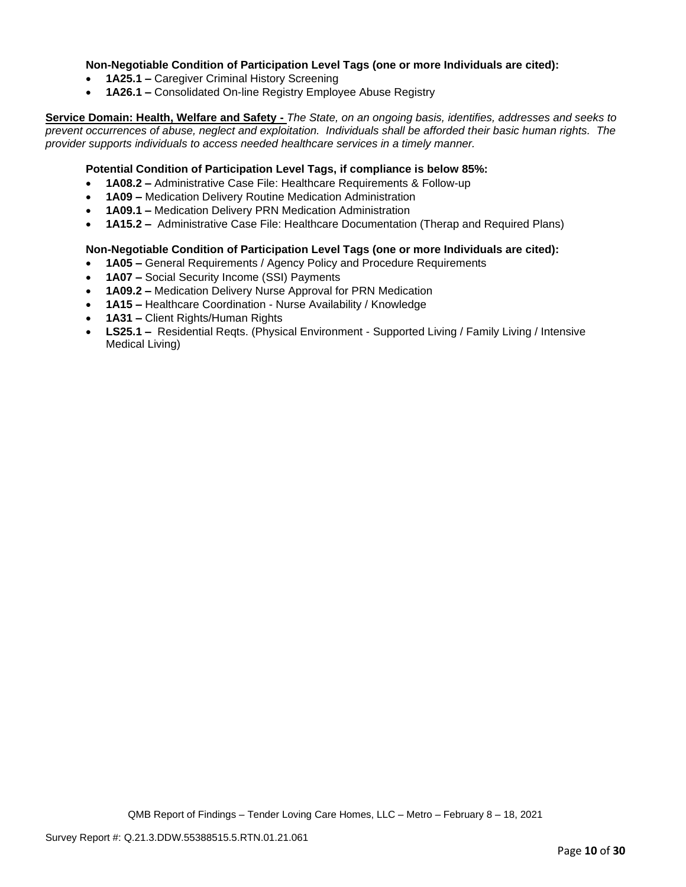**Non-Negotiable Condition of Participation Level Tags (one or more Individuals are cited):**

- **1A25.1 –** Caregiver Criminal History Screening
- **1A26.1 –** Consolidated On-line Registry Employee Abuse Registry

**Service Domain: Health, Welfare and Safety -** *The State, on an ongoing basis, identifies, addresses and seeks to prevent occurrences of abuse, neglect and exploitation. Individuals shall be afforded their basic human rights. The provider supports individuals to access needed healthcare services in a timely manner.*

**Potential Condition of Participation Level Tags, if compliance is below 85%:**

- **1A08.2 –** Administrative Case File: Healthcare Requirements & Follow-up
- **1A09 –** Medication Delivery Routine Medication Administration
- **1A09.1 –** Medication Delivery PRN Medication Administration
- **1A15.2 –** Administrative Case File: Healthcare Documentation (Therap and Required Plans)

**Non-Negotiable Condition of Participation Level Tags (one or more Individuals are cited):**

- **1A05 –** General Requirements / Agency Policy and Procedure Requirements
- **1A07 –** Social Security Income (SSI) Payments
- **1A09.2 –** Medication Delivery Nurse Approval for PRN Medication
- **1A15 –** Healthcare Coordination - Nurse Availability / Knowledge
- **1A31 –** Client Rights/Human Rights
- **LS25.1 –** Residential Reqts. (Physical Environment - Supported Living / Family Living / Intensive Medical Living)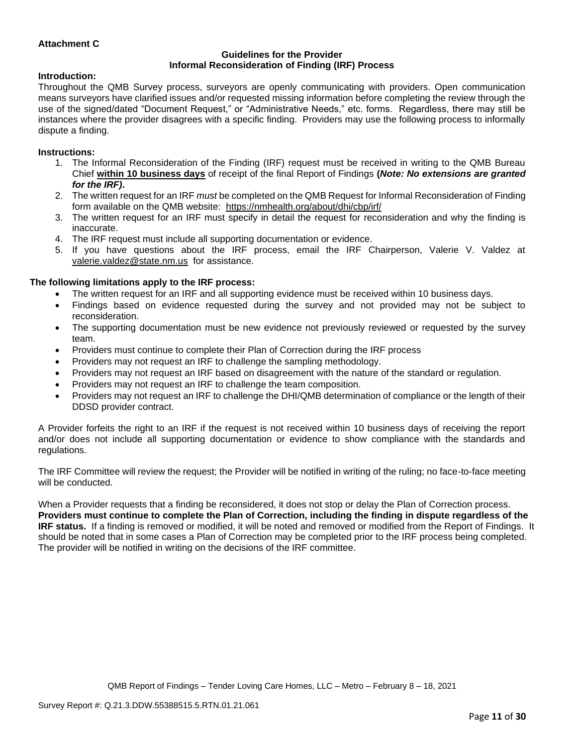**Attachment C**

**Guidelines for the Provider**
**Informal Reconsideration of Finding (IRF) Process**

**Introduction:**

Throughout the QMB Survey process, surveyors are openly communicating with providers. Open communication means surveyors have clarified issues and/or requested missing information before completing the review through the use of the signed/dated "Document Request," or "Administrative Needs," etc. forms. Regardless, there may still be instances where the provider disagrees with a specific finding. Providers may use the following process to informally dispute a finding.

**Instructions:**

1. The Informal Reconsideration of the Finding (IRF) request must be received in writing to the QMB Bureau Chief **within 10 business days** of receipt of the final Report of Findings **(*Note: No extensions are granted for the IRF)*.**
2. The written request for an IRF *must* be completed on the QMB Request for Informal Reconsideration of Finding form available on the QMB website: https://nmhealth.org/about/dhi/cbp/irf/
3. The written request for an IRF must specify in detail the request for reconsideration and why the finding is inaccurate.
4. The IRF request must include all supporting documentation or evidence.
5. If you have questions about the IRF process, email the IRF Chairperson, Valerie V. Valdez at valerie.valdez@state.nm.us for assistance.

**The following limitations apply to the IRF process:**

- The written request for an IRF and all supporting evidence must be received within 10 business days.
- Findings based on evidence requested during the survey and not provided may not be subject to reconsideration.
- The supporting documentation must be new evidence not previously reviewed or requested by the survey team.
- Providers must continue to complete their Plan of Correction during the IRF process
- Providers may not request an IRF to challenge the sampling methodology.
- Providers may not request an IRF based on disagreement with the nature of the standard or regulation.
- Providers may not request an IRF to challenge the team composition.
- Providers may not request an IRF to challenge the DHI/QMB determination of compliance or the length of their DDSD provider contract.

A Provider forfeits the right to an IRF if the request is not received within 10 business days of receiving the report and/or does not include all supporting documentation or evidence to show compliance with the standards and regulations.

The IRF Committee will review the request; the Provider will be notified in writing of the ruling; no face-to-face meeting will be conducted.

When a Provider requests that a finding be reconsidered, it does not stop or delay the Plan of Correction process. **Providers must continue to complete the Plan of Correction, including the finding in dispute regardless of the IRF status.** If a finding is removed or modified, it will be noted and removed or modified from the Report of Findings. It should be noted that in some cases a Plan of Correction may be completed prior to the IRF process being completed. The provider will be notified in writing on the decisions of the IRF committee.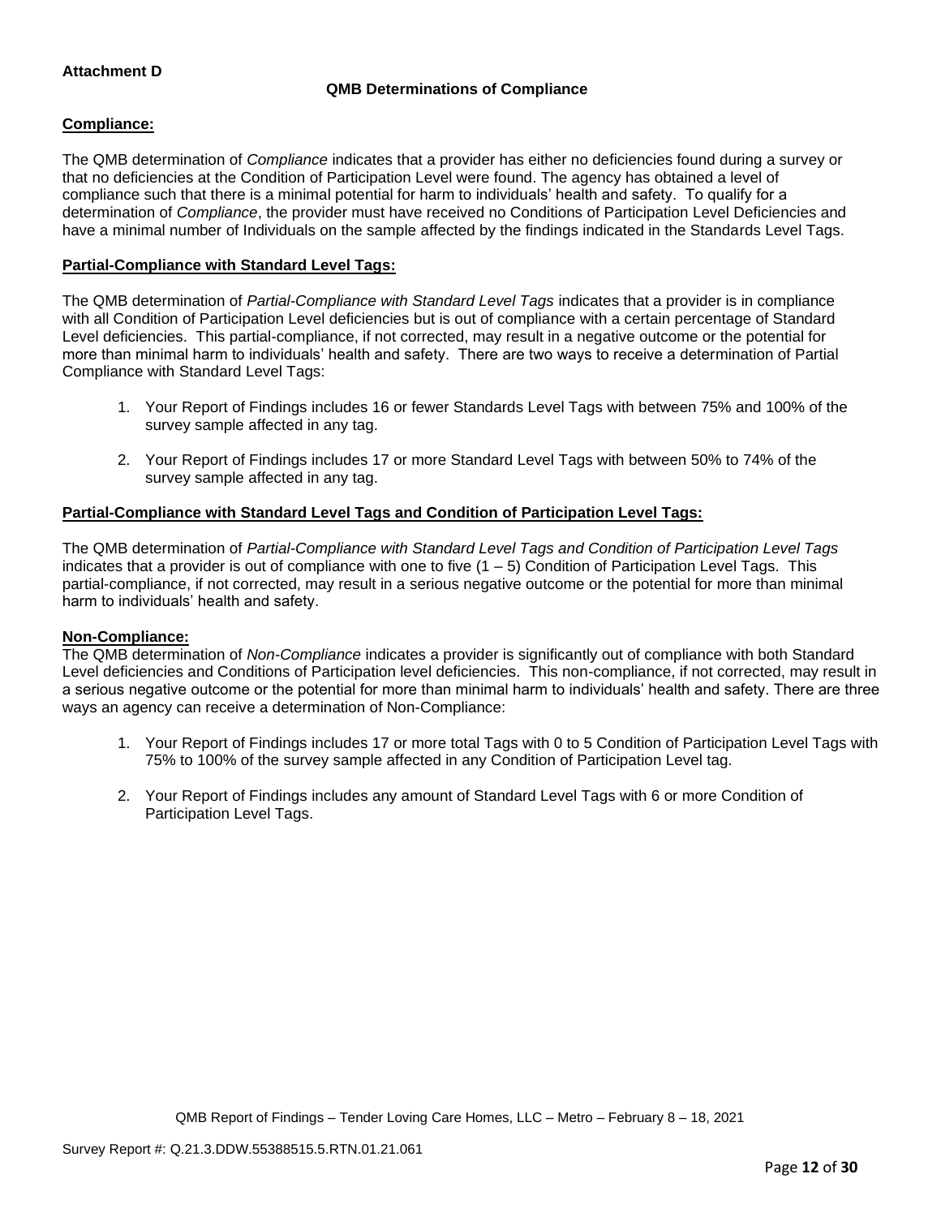**Attachment D**

### QMB Determinations of Compliance

**Compliance:**

The QMB determination of *Compliance* indicates that a provider has either no deficiencies found during a survey or that no deficiencies at the Condition of Participation Level were found. The agency has obtained a level of compliance such that there is a minimal potential for harm to individuals' health and safety. To qualify for a determination of *Compliance*, the provider must have received no Conditions of Participation Level Deficiencies and have a minimal number of Individuals on the sample affected by the findings indicated in the Standards Level Tags.

**Partial-Compliance with Standard Level Tags:**

The QMB determination of *Partial-Compliance with Standard Level Tags* indicates that a provider is in compliance with all Condition of Participation Level deficiencies but is out of compliance with a certain percentage of Standard Level deficiencies. This partial-compliance, if not corrected, may result in a negative outcome or the potential for more than minimal harm to individuals' health and safety. There are two ways to receive a determination of Partial Compliance with Standard Level Tags:

1. Your Report of Findings includes 16 or fewer Standards Level Tags with between 75% and 100% of the survey sample affected in any tag.
2. Your Report of Findings includes 17 or more Standard Level Tags with between 50% to 74% of the survey sample affected in any tag.

**Partial-Compliance with Standard Level Tags and Condition of Participation Level Tags:**

The QMB determination of *Partial-Compliance with Standard Level Tags and Condition of Participation Level Tags* indicates that a provider is out of compliance with one to five (1 – 5) Condition of Participation Level Tags. This partial-compliance, if not corrected, may result in a serious negative outcome or the potential for more than minimal harm to individuals' health and safety.

**Non-Compliance:**

The QMB determination of *Non-Compliance* indicates a provider is significantly out of compliance with both Standard Level deficiencies and Conditions of Participation level deficiencies. This non-compliance, if not corrected, may result in a serious negative outcome or the potential for more than minimal harm to individuals' health and safety. There are three ways an agency can receive a determination of Non-Compliance:

1. Your Report of Findings includes 17 or more total Tags with 0 to 5 Condition of Participation Level Tags with 75% to 100% of the survey sample affected in any Condition of Participation Level tag.
2. Your Report of Findings includes any amount of Standard Level Tags with 6 or more Condition of Participation Level Tags.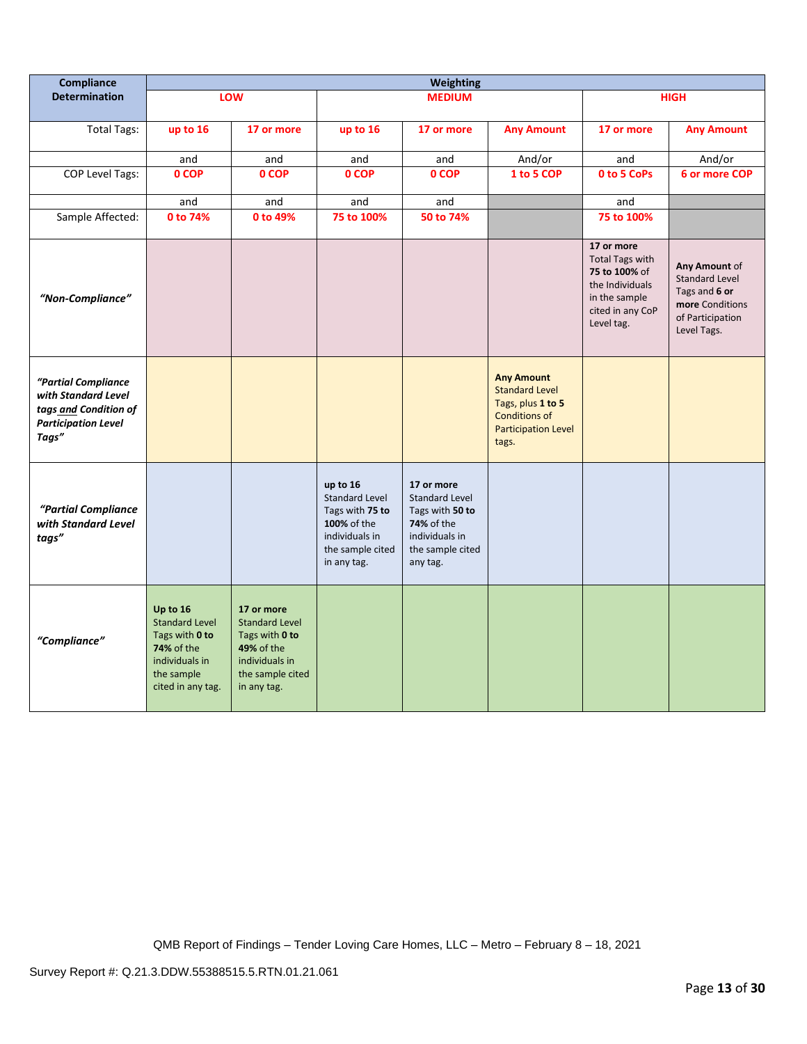| Compliance Determination | Weighting | | | | | | |
|---|---|---|---|---|---|---|---|
| | LOW | | MEDIUM | | | HIGH | |
| Total Tags: | up to 16 | 17 or more | up to 16 | 17 or more | Any Amount | 17 or more | Any Amount |
| | and | and | and | and | And/or | and | And/or |
| COP Level Tags: | 0 COP | 0 COP | 0 COP | 0 COP | 1 to 5 COP | 0 to 5 CoPs | 6 or more COP |
| | and | and | and | and | | and | |
| Sample Affected: | 0 to 74% | 0 to 49% | 75 to 100% | 50 to 74% | | 75 to 100% | |
| *"Non-Compliance"* | | | | | | **17 or more** Total Tags with **75 to 100%** of the Individuals in the sample cited in any CoP Level tag. | **Any Amount** of Standard Level Tags and **6 or more** Conditions of Participation Level Tags. |
| ***"Partial Compliance with Standard Level tags and Condition of Participation Level Tags"*** | | | | | **Any Amount** Standard Level Tags, plus **1 to 5** Conditions of Participation Level tags. | | |
| ***"Partial Compliance with Standard Level tags"*** | | | **up to 16** Standard Level Tags with **75 to 100%** of the individuals in the sample cited in any tag. | **17 or more** Standard Level Tags with **50 to 74%** of the individuals in the sample cited any tag. | | | |
| ***"Compliance"*** | **Up to 16** Standard Level Tags with **0 to 74%** of the individuals in the sample cited in any tag. | **17 or more** Standard Level Tags with **0 to 49%** of the individuals in the sample cited in any tag. | | | | | |

QMB Report of Findings – Tender Loving Care Homes, LLC – Metro – February 8 – 18, 2021

Survey Report #: Q.21.3.DDW.55388515.5.RTN.01.21.061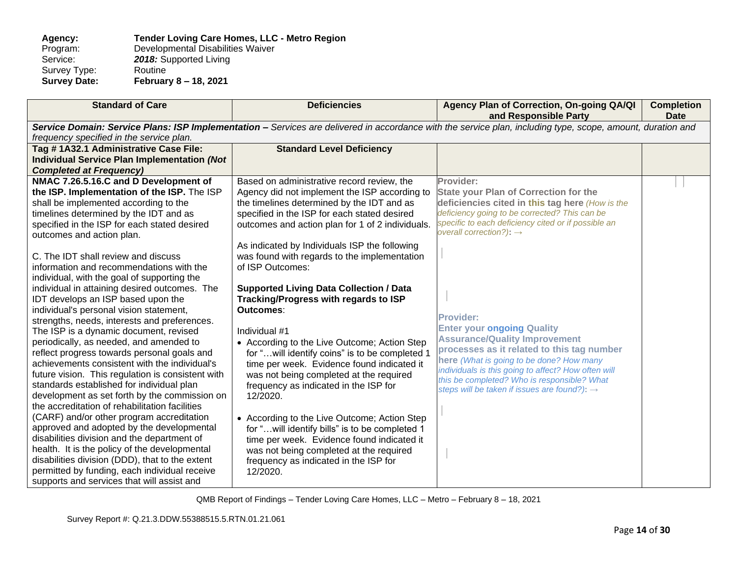**Agency:** **Tender Loving Care Homes, LLC - Metro Region**
Program: Developmental Disabilities Waiver
Service: ***2018:*** Supported Living
Survey Type: Routine
**Survey Date:** **February 8 – 18, 2021**

| Standard of Care | Deficiencies | Agency Plan of Correction, On-going QA/QI and Responsible Party | Completion Date |
|---|---|---|---|
| ***Service Domain: Service Plans: ISP Implementation –*** *Services are delivered in accordance with the service plan, including type, scope, amount, duration and frequency specified in the service plan.* | | | |
| **Tag # 1A32.1 Administrative Case File: Individual Service Plan Implementation *(Not Completed at Frequency)*** | **Standard Level Deficiency** | | |
| **NMAC 7.26.5.16.C and D Development of the ISP. Implementation of the ISP.** The ISP shall be implemented according to the timelines determined by the IDT and as specified in the ISP for each stated desired outcomes and action plan.<br><br>C. The IDT shall review and discuss information and recommendations with the individual, with the goal of supporting the individual in attaining desired outcomes. The IDT develops an ISP based upon the individual's personal vision statement, strengths, needs, interests and preferences. The ISP is a dynamic document, revised periodically, as needed, and amended to reflect progress towards personal goals and achievements consistent with the individual's future vision. This regulation is consistent with standards established for individual plan development as set forth by the commission on the accreditation of rehabilitation facilities (CARF) and/or other program accreditation approved and adopted by the developmental disabilities division and the department of health. It is the policy of the developmental disabilities division (DDD), that to the extent permitted by funding, each individual receive supports and services that will assist and | Based on administrative record review, the Agency did not implement the ISP according to the timelines determined by the IDT and as specified in the ISP for each stated desired outcomes and action plan for 1 of 2 individuals.<br><br>As indicated by Individuals ISP the following was found with regards to the implementation of ISP Outcomes:<br><br>**Supported Living Data Collection / Data Tracking/Progress with regards to ISP Outcomes**:<br><br>Individual #1<br>• According to the Live Outcome; Action Step for "…will identify coins" is to be completed 1 time per week. Evidence found indicated it was not being completed at the required frequency as indicated in the ISP for 12/2020.<br><br>• According to the Live Outcome; Action Step for "…will identify bills" is to be completed 1 time per week. Evidence found indicated it was not being completed at the required frequency as indicated in the ISP for 12/2020. | **Provider:**<br>**State your Plan of Correction for the deficiencies cited in this tag here** *(How is the deficiency going to be corrected? This can be specific to each deficiency cited or if possible an overall correction?)*: →<br><br>**Provider:**<br>**Enter your ongoing Quality Assurance/Quality Improvement processes as it related to this tag number here** *(What is going to be done? How many individuals is this going to affect? How often will this be completed? Who is responsible? What steps will be taken if issues are found?)*: → | |

QMB Report of Findings – Tender Loving Care Homes, LLC – Metro – February 8 – 18, 2021

Survey Report #: Q.21.3.DDW.55388515.5.RTN.01.21.061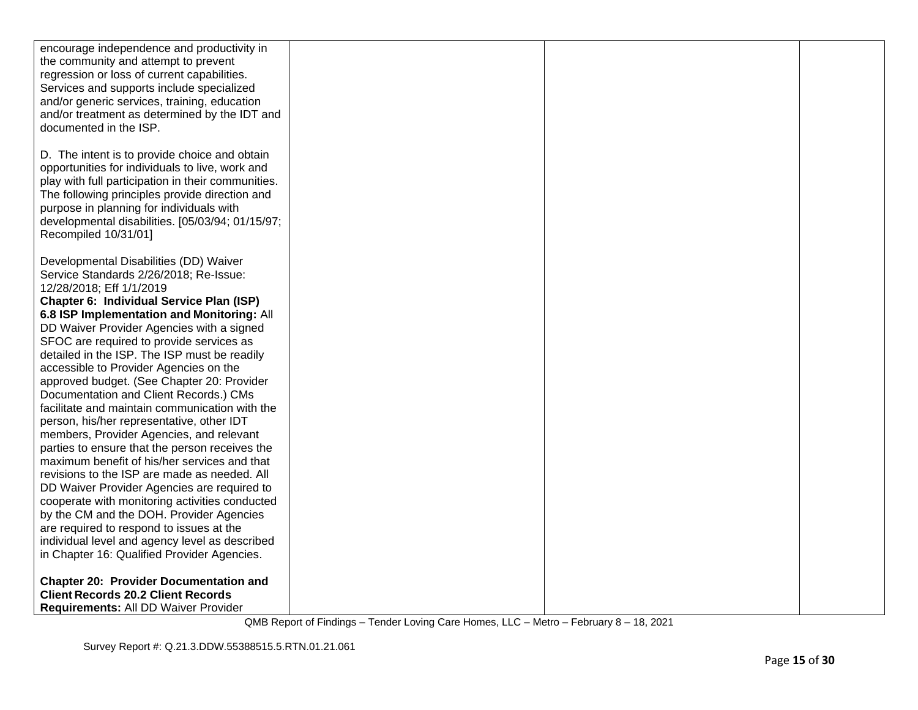| | | | |
|---|---|---|---|
| encourage independence and productivity in the community and attempt to prevent regression or loss of current capabilities. Services and supports include specialized and/or generic services, training, education and/or treatment as determined by the IDT and documented in the ISP.<br><br>D. The intent is to provide choice and obtain opportunities for individuals to live, work and play with full participation in their communities. The following principles provide direction and purpose in planning for individuals with developmental disabilities. [05/03/94; 01/15/97; Recompiled 10/31/01]<br><br>Developmental Disabilities (DD) Waiver Service Standards 2/26/2018; Re-Issue: 12/28/2018; Eff 1/1/2019<br>**Chapter 6: Individual Service Plan (ISP)**<br>**6.8 ISP Implementation and Monitoring:** All DD Waiver Provider Agencies with a signed SFOC are required to provide services as detailed in the ISP. The ISP must be readily accessible to Provider Agencies on the approved budget. (See Chapter 20: Provider Documentation and Client Records.) CMs facilitate and maintain communication with the person, his/her representative, other IDT members, Provider Agencies, and relevant parties to ensure that the person receives the maximum benefit of his/her services and that revisions to the ISP are made as needed. All DD Waiver Provider Agencies are required to cooperate with monitoring activities conducted by the CM and the DOH. Provider Agencies are required to respond to issues at the individual level and agency level as described in Chapter 16: Qualified Provider Agencies.<br><br>**Chapter 20: Provider Documentation and Client Records 20.2 Client Records Requirements:** All DD Waiver Provider | | | |

QMB Report of Findings – Tender Loving Care Homes, LLC – Metro – February 8 – 18, 2021

Survey Report #: Q.21.3.DDW.55388515.5.RTN.01.21.061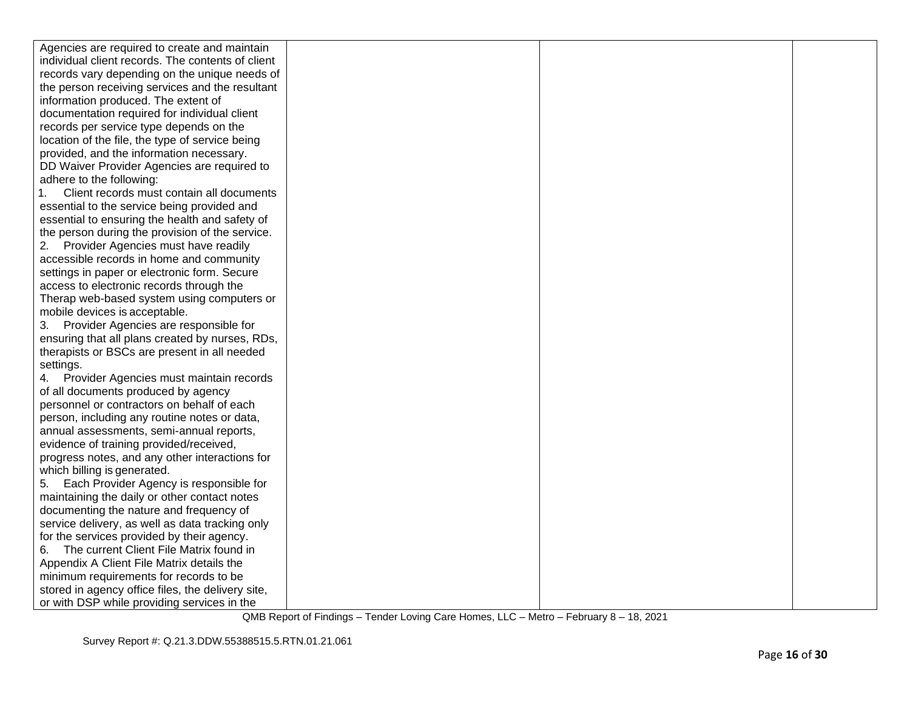| | | | |
|---|---|---|---|
| Agencies are required to create and maintain individual client records. The contents of client records vary depending on the unique needs of the person receiving services and the resultant information produced. The extent of documentation required for individual client records per service type depends on the location of the file, the type of service being provided, and the information necessary.<br>DD Waiver Provider Agencies are required to adhere to the following:<br>1. Client records must contain all documents essential to the service being provided and essential to ensuring the health and safety of the person during the provision of the service.<br>2. Provider Agencies must have readily accessible records in home and community settings in paper or electronic form. Secure access to electronic records through the Therap web-based system using computers or mobile devices is acceptable.<br>3. Provider Agencies are responsible for ensuring that all plans created by nurses, RDs, therapists or BSCs are present in all needed settings.<br>4. Provider Agencies must maintain records of all documents produced by agency personnel or contractors on behalf of each person, including any routine notes or data, annual assessments, semi-annual reports, evidence of training provided/received, progress notes, and any other interactions for which billing is generated.<br>5. Each Provider Agency is responsible for maintaining the daily or other contact notes documenting the nature and frequency of service delivery, as well as data tracking only for the services provided by their agency.<br>6. The current Client File Matrix found in Appendix A Client File Matrix details the minimum requirements for records to be stored in agency office files, the delivery site, or with DSP while providing services in the | | | |

QMB Report of Findings – Tender Loving Care Homes, LLC – Metro – February 8 – 18, 2021

Survey Report #: Q.21.3.DDW.55388515.5.RTN.01.21.061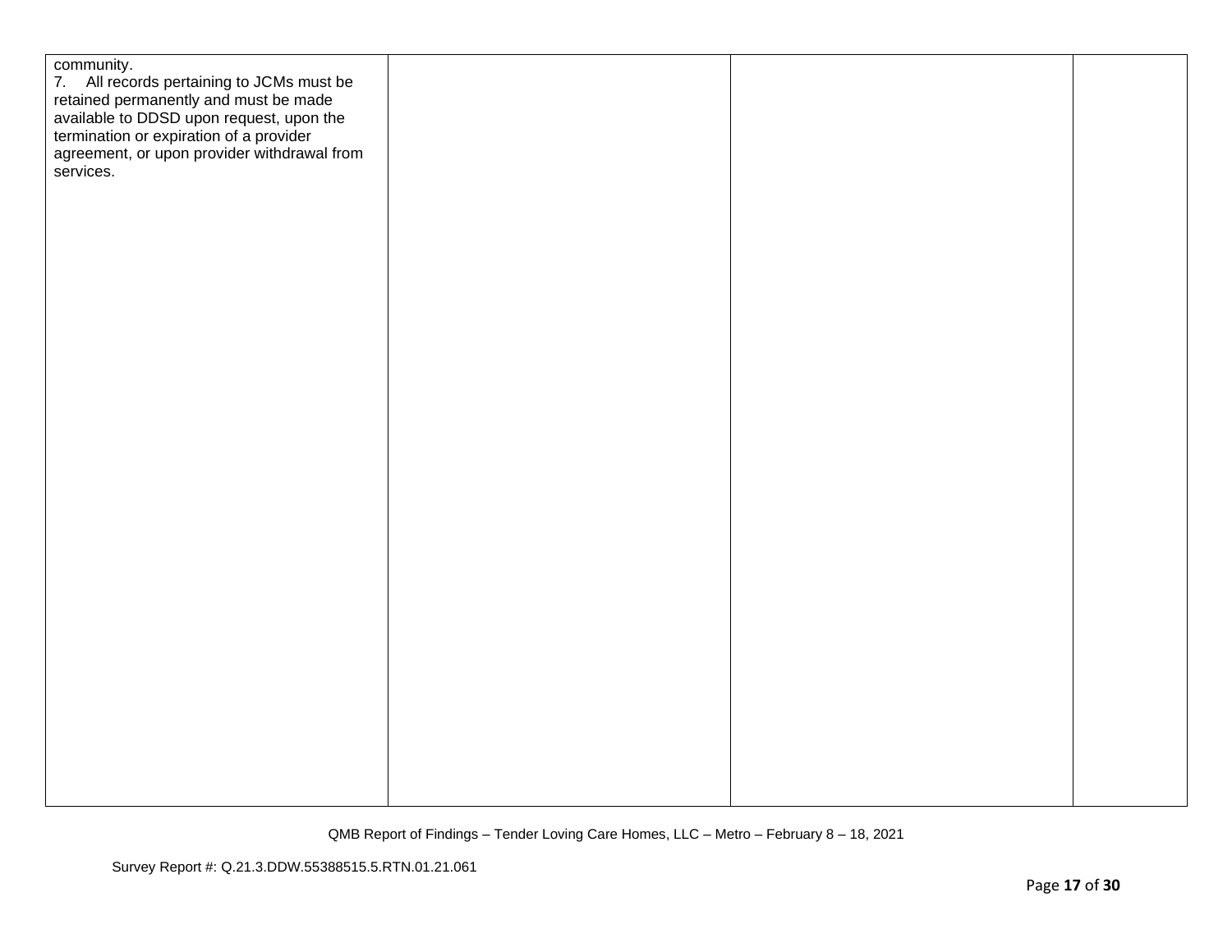| | | | |
|---|---|---|---|
| community.<br>7. All records pertaining to JCMs must be retained permanently and must be made available to DDSD upon request, upon the termination or expiration of a provider agreement, or upon provider withdrawal from services. | | | |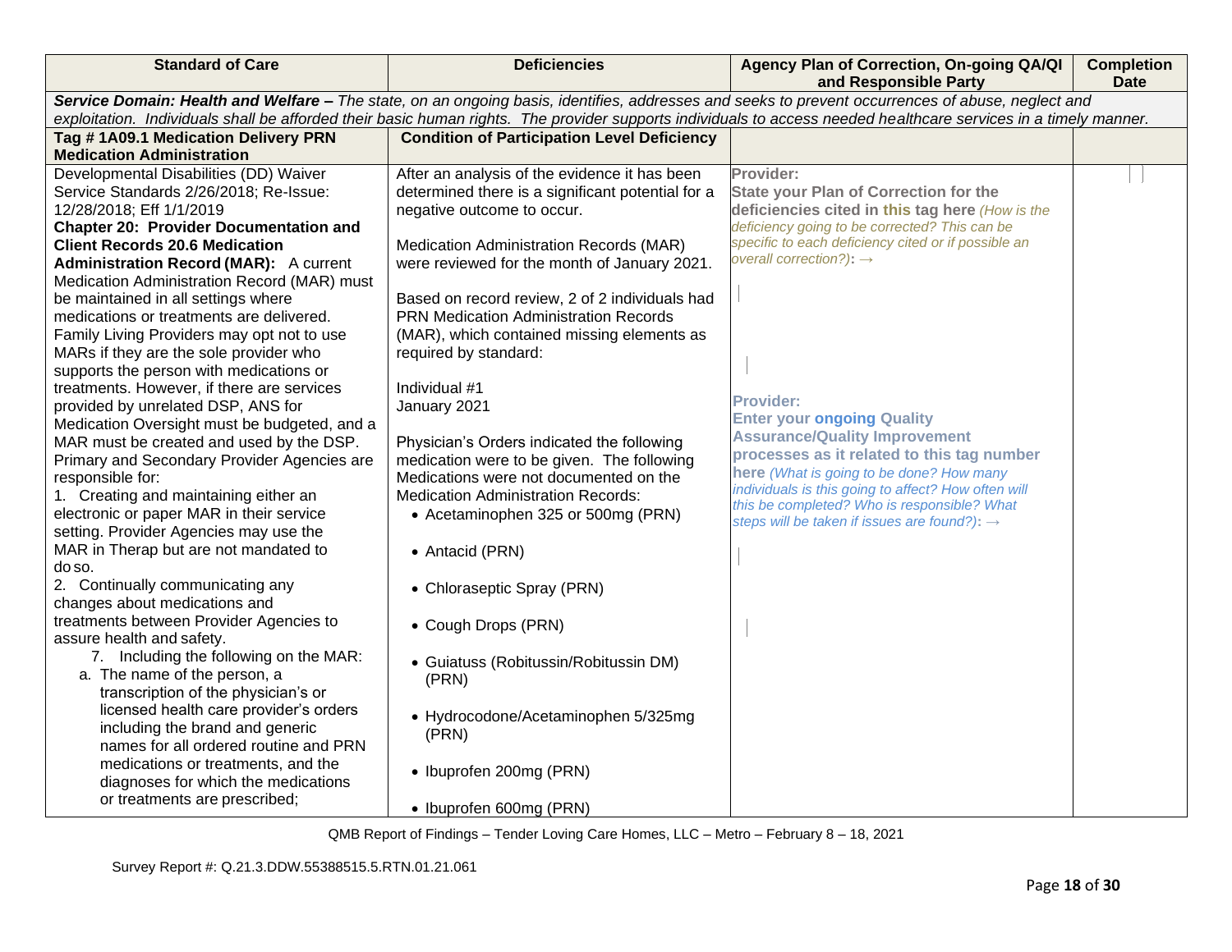| Standard of Care | Deficiencies | Agency Plan of Correction, On-going QA/QI and Responsible Party | Completion Date |
|---|---|---|---|
| ***Service Domain: Health and Welfare –** The state, on an ongoing basis, identifies, addresses and seeks to prevent occurrences of abuse, neglect and exploitation. Individuals shall be afforded their basic human rights. The provider supports individuals to access needed healthcare services in a timely manner.* | | | |
| **Tag # 1A09.1 Medication Delivery PRN Medication Administration** | **Condition of Participation Level Deficiency** | | |
| Developmental Disabilities (DD) Waiver Service Standards 2/26/2018; Re-Issue: 12/28/2018; Eff 1/1/2019<br>**Chapter 20: Provider Documentation and Client Records 20.6 Medication Administration Record (MAR):** A current Medication Administration Record (MAR) must be maintained in all settings where medications or treatments are delivered. Family Living Providers may opt not to use MARs if they are the sole provider who supports the person with medications or treatments. However, if there are services provided by unrelated DSP, ANS for Medication Oversight must be budgeted, and a MAR must be created and used by the DSP. Primary and Secondary Provider Agencies are responsible for:<br>1. Creating and maintaining either an electronic or paper MAR in their service setting. Provider Agencies may use the MAR in Therap but are not mandated to do so.<br>2. Continually communicating any changes about medications and treatments between Provider Agencies to assure health and safety.<br>7. Including the following on the MAR:<br>a. The name of the person, a transcription of the physician's or licensed health care provider's orders including the brand and generic names for all ordered routine and PRN medications or treatments, and the diagnoses for which the medications or treatments are prescribed; | After an analysis of the evidence it has been determined there is a significant potential for a negative outcome to occur.<br><br>Medication Administration Records (MAR) were reviewed for the month of January 2021.<br><br>Based on record review, 2 of 2 individuals had PRN Medication Administration Records (MAR), which contained missing elements as required by standard:<br><br>Individual #1<br>January 2021<br><br>Physician's Orders indicated the following medication were to be given. The following Medications were not documented on the Medication Administration Records:<br>• Acetaminophen 325 or 500mg (PRN)<br>• Antacid (PRN)<br>• Chloraseptic Spray (PRN)<br>• Cough Drops (PRN)<br>• Guiatuss (Robitussin/Robitussin DM) (PRN)<br>• Hydrocodone/Acetaminophen 5/325mg (PRN)<br>• Ibuprofen 200mg (PRN)<br>• Ibuprofen 600mg (PRN) | **Provider:**<br>**State your Plan of Correction for the deficiencies cited in this tag here** *(How is the deficiency going to be corrected? This can be specific to each deficiency cited or if possible an overall correction?)*: →<br><br>**Provider:**<br>**Enter your ongoing Quality Assurance/Quality Improvement processes as it related to this tag number here** *(What is going to be done? How many individuals is this going to affect? How often will this be completed? Who is responsible? What steps will be taken if issues are found?)*: → | |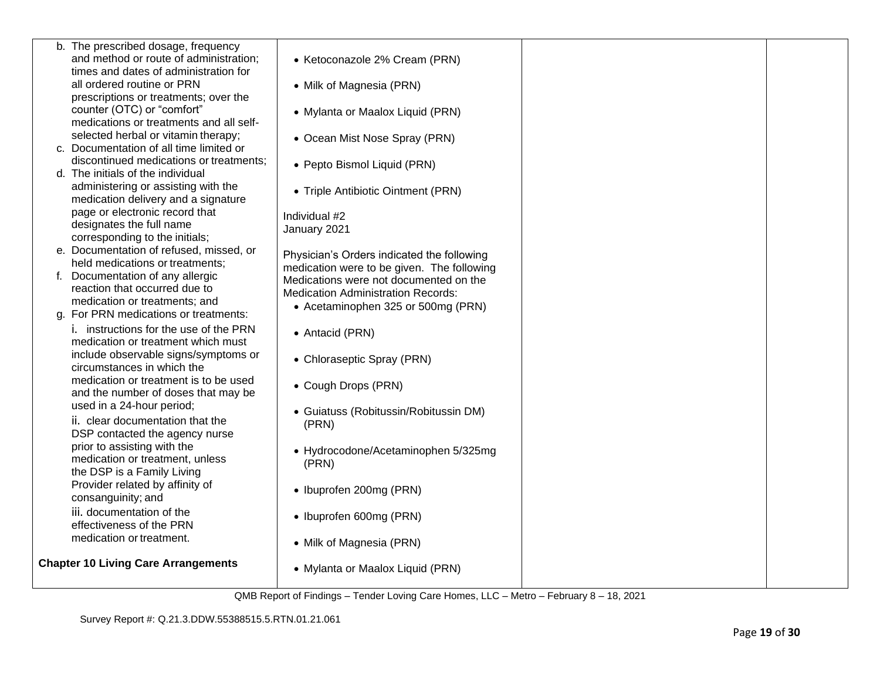| | | | |
|---|---|---|---|
| b. The prescribed dosage, frequency and method or route of administration; times and dates of administration for all ordered routine or PRN prescriptions or treatments; over the counter (OTC) or "comfort" medications or treatments and all self-selected herbal or vitamin therapy;<br>c. Documentation of all time limited or discontinued medications or treatments;<br>d. The initials of the individual administering or assisting with the medication delivery and a signature page or electronic record that designates the full name corresponding to the initials;<br>e. Documentation of refused, missed, or held medications or treatments;<br>f. Documentation of any allergic reaction that occurred due to medication or treatments; and<br>g. For PRN medications or treatments:<br>i. instructions for the use of the PRN medication or treatment which must include observable signs/symptoms or circumstances in which the medication or treatment is to be used and the number of doses that may be used in a 24-hour period;<br>ii. clear documentation that the DSP contacted the agency nurse prior to assisting with the medication or treatment, unless the DSP is a Family Living Provider related by affinity of consanguinity; and<br>iii. documentation of the effectiveness of the PRN medication or treatment.<br><br>**Chapter 10 Living Care Arrangements** | • Ketoconazole 2% Cream (PRN)<br>• Milk of Magnesia (PRN)<br>• Mylanta or Maalox Liquid (PRN)<br>• Ocean Mist Nose Spray (PRN)<br>• Pepto Bismol Liquid (PRN)<br>• Triple Antibiotic Ointment (PRN)<br><br>Individual #2<br>January 2021<br><br>Physician's Orders indicated the following medication were to be given. The following Medications were not documented on the Medication Administration Records:<br>• Acetaminophen 325 or 500mg (PRN)<br>• Antacid (PRN)<br>• Chloraseptic Spray (PRN)<br>• Cough Drops (PRN)<br>• Guiatuss (Robitussin/Robitussin DM) (PRN)<br>• Hydrocodone/Acetaminophen 5/325mg (PRN)<br>• Ibuprofen 200mg (PRN)<br>• Ibuprofen 600mg (PRN)<br>• Milk of Magnesia (PRN)<br>• Mylanta or Maalox Liquid (PRN) | | |

QMB Report of Findings – Tender Loving Care Homes, LLC – Metro – February 8 – 18, 2021

Survey Report #: Q.21.3.DDW.55388515.5.RTN.01.21.061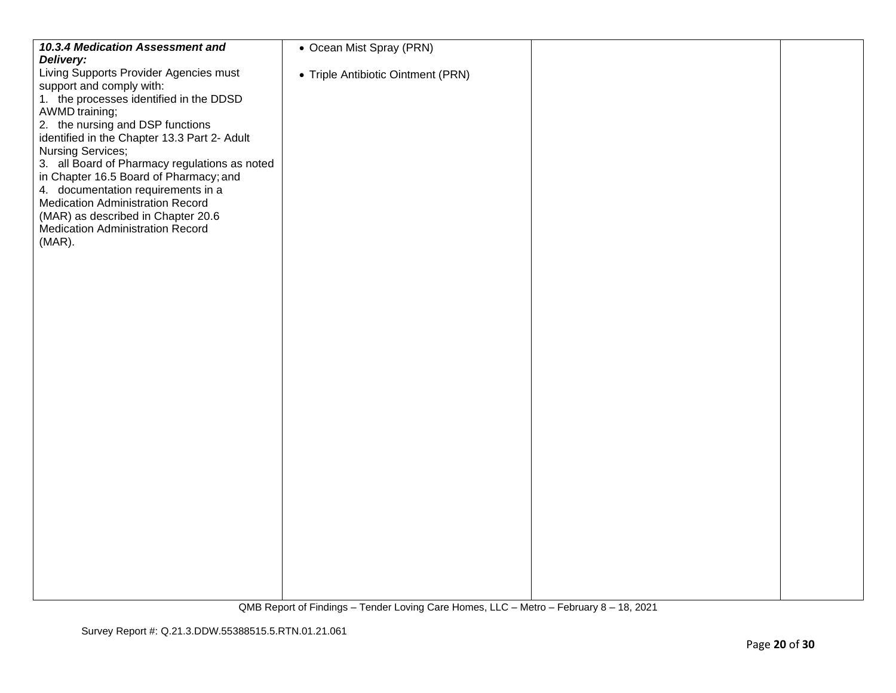| | | | |
|---|---|---|---|
| ***10.3.4 Medication Assessment and Delivery:*** Living Supports Provider Agencies must support and comply with: 1. the processes identified in the DDSD AWMD training; 2. the nursing and DSP functions identified in the Chapter 13.3 Part 2- Adult Nursing Services; 3. all Board of Pharmacy regulations as noted in Chapter 16.5 Board of Pharmacy; and 4. documentation requirements in a Medication Administration Record (MAR) as described in Chapter 20.6 Medication Administration Record (MAR). | • Ocean Mist Spray (PRN)<br><br>• Triple Antibiotic Ointment (PRN) | | |

QMB Report of Findings – Tender Loving Care Homes, LLC – Metro – February 8 – 18, 2021

Survey Report #: Q.21.3.DDW.55388515.5.RTN.01.21.061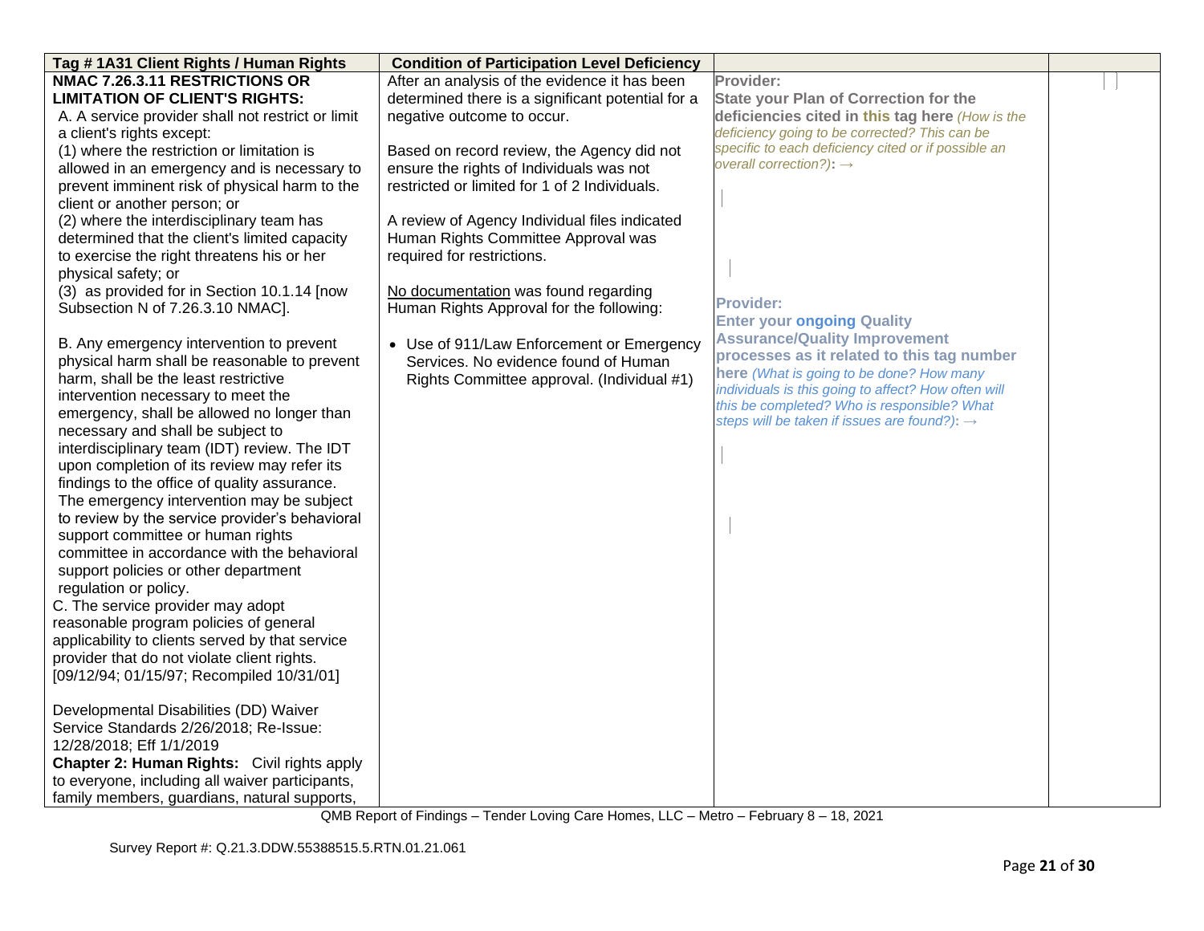| Tag # 1A31 Client Rights / Human Rights | Condition of Participation Level Deficiency | | |
|---|---|---|---|
| **NMAC 7.26.3.11 RESTRICTIONS OR LIMITATION OF CLIENT'S RIGHTS:**<br>A. A service provider shall not restrict or limit a client's rights except:<br>(1) where the restriction or limitation is allowed in an emergency and is necessary to prevent imminent risk of physical harm to the client or another person; or<br>(2) where the interdisciplinary team has determined that the client's limited capacity to exercise the right threatens his or her physical safety; or<br>(3) as provided for in Section 10.1.14 [now Subsection N of 7.26.3.10 NMAC].<br><br>B. Any emergency intervention to prevent physical harm shall be reasonable to prevent harm, shall be the least restrictive intervention necessary to meet the emergency, shall be allowed no longer than necessary and shall be subject to interdisciplinary team (IDT) review. The IDT upon completion of its review may refer its findings to the office of quality assurance. The emergency intervention may be subject to review by the service provider's behavioral support committee or human rights committee in accordance with the behavioral support policies or other department regulation or policy.<br>C. The service provider may adopt reasonable program policies of general applicability to clients served by that service provider that do not violate client rights. [09/12/94; 01/15/97; Recompiled 10/31/01]<br><br>Developmental Disabilities (DD) Waiver Service Standards 2/26/2018; Re-Issue: 12/28/2018; Eff 1/1/2019<br>**Chapter 2: Human Rights:** Civil rights apply to everyone, including all waiver participants, family members, guardians, natural supports, | After an analysis of the evidence it has been determined there is a significant potential for a negative outcome to occur.<br><br>Based on record review, the Agency did not ensure the rights of Individuals was not restricted or limited for 1 of 2 Individuals.<br><br>A review of Agency Individual files indicated Human Rights Committee Approval was required for restrictions.<br><br>No documentation was found regarding Human Rights Approval for the following:<br><br>• Use of 911/Law Enforcement or Emergency Services. No evidence found of Human Rights Committee approval. (Individual #1) | **Provider:**<br>**State your Plan of Correction for the deficiencies cited in this tag here** *(How is the deficiency going to be corrected? This can be specific to each deficiency cited or if possible an overall correction?)*: →<br><br>**Provider:**<br>**Enter your ongoing Quality Assurance/Quality Improvement processes as it related to this tag number here** *(What is going to be done? How many individuals is this going to affect? How often will this be completed? Who is responsible? What steps will be taken if issues are found?)*: → | |

QMB Report of Findings – Tender Loving Care Homes, LLC – Metro – February 8 – 18, 2021

Survey Report #: Q.21.3.DDW.55388515.5.RTN.01.21.061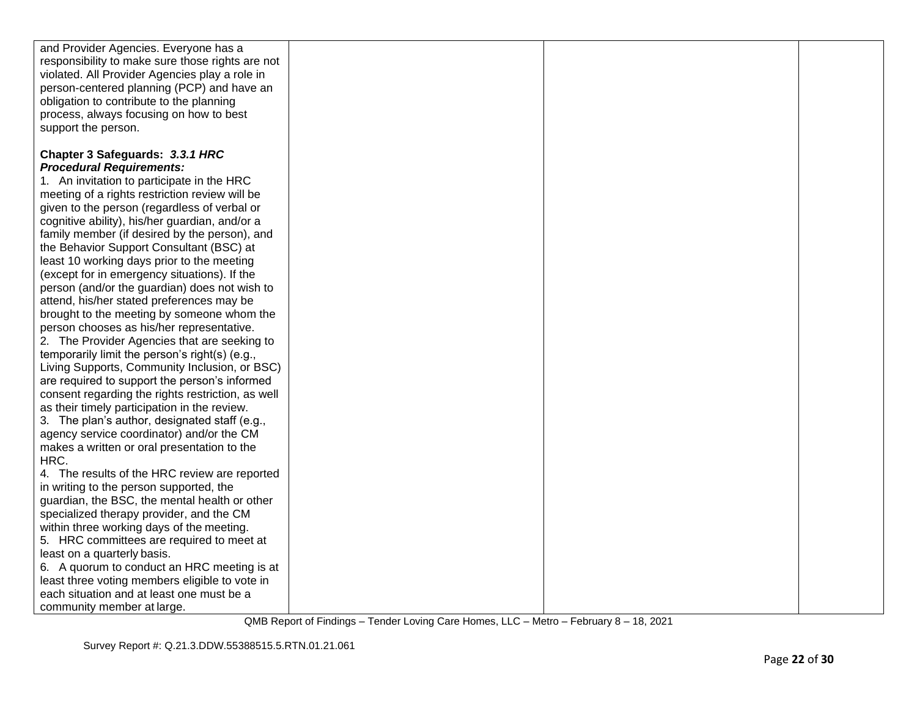| | | | |
|---|---|---|---|
| and Provider Agencies. Everyone has a responsibility to make sure those rights are not violated. All Provider Agencies play a role in person-centered planning (PCP) and have an obligation to contribute to the planning process, always focusing on how to best support the person.<br><br>**Chapter 3 Safeguards: *3.3.1 HRC Procedural Requirements:***<br>1. An invitation to participate in the HRC meeting of a rights restriction review will be given to the person (regardless of verbal or cognitive ability), his/her guardian, and/or a family member (if desired by the person), and the Behavior Support Consultant (BSC) at least 10 working days prior to the meeting (except for in emergency situations). If the person (and/or the guardian) does not wish to attend, his/her stated preferences may be brought to the meeting by someone whom the person chooses as his/her representative.<br>2. The Provider Agencies that are seeking to temporarily limit the person's right(s) (e.g., Living Supports, Community Inclusion, or BSC) are required to support the person's informed consent regarding the rights restriction, as well as their timely participation in the review.<br>3. The plan's author, designated staff (e.g., agency service coordinator) and/or the CM makes a written or oral presentation to the HRC.<br>4. The results of the HRC review are reported in writing to the person supported, the guardian, the BSC, the mental health or other specialized therapy provider, and the CM within three working days of the meeting.<br>5. HRC committees are required to meet at least on a quarterly basis.<br>6. A quorum to conduct an HRC meeting is at least three voting members eligible to vote in each situation and at least one must be a community member at large. | | | |

QMB Report of Findings – Tender Loving Care Homes, LLC – Metro – February 8 – 18, 2021

Survey Report #: Q.21.3.DDW.55388515.5.RTN.01.21.061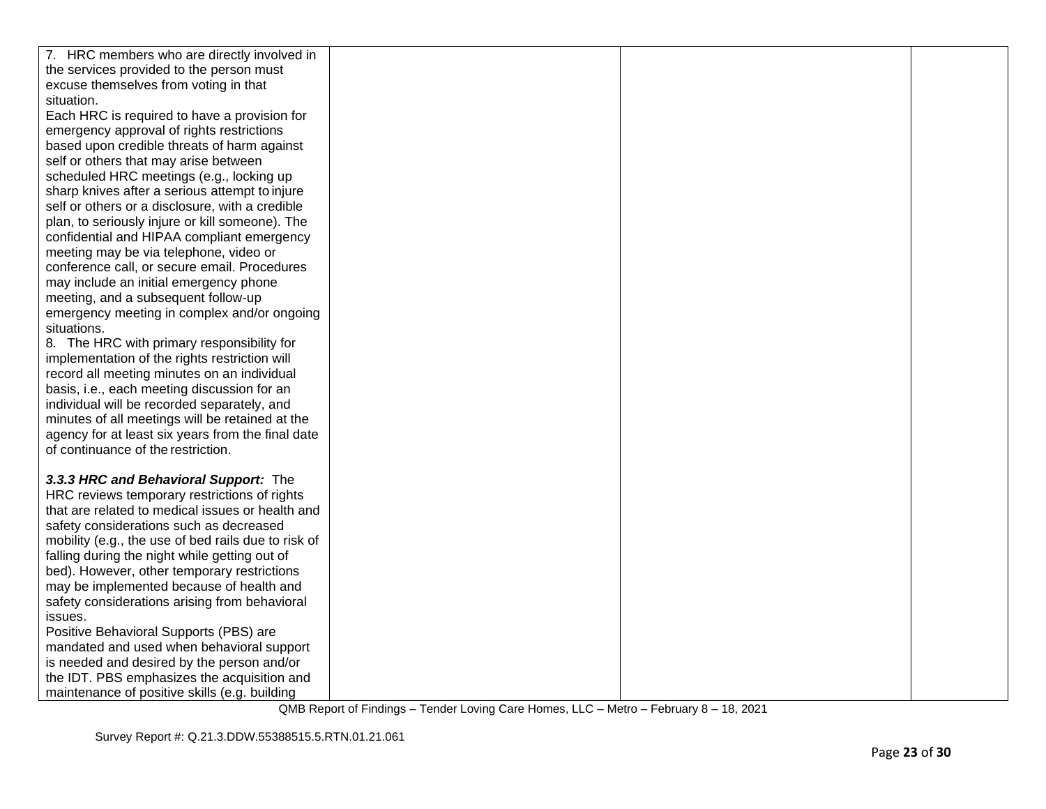| | | | |
|---|---|---|---|
| 7. HRC members who are directly involved in the services provided to the person must excuse themselves from voting in that situation.<br>Each HRC is required to have a provision for emergency approval of rights restrictions based upon credible threats of harm against self or others that may arise between scheduled HRC meetings (e.g., locking up sharp knives after a serious attempt to injure self or others or a disclosure, with a credible plan, to seriously injure or kill someone). The confidential and HIPAA compliant emergency meeting may be via telephone, video or conference call, or secure email. Procedures may include an initial emergency phone meeting, and a subsequent follow-up emergency meeting in complex and/or ongoing situations.<br>8. The HRC with primary responsibility for implementation of the rights restriction will record all meeting minutes on an individual basis, i.e., each meeting discussion for an individual will be recorded separately, and minutes of all meetings will be retained at the agency for at least six years from the final date of continuance of the restriction.<br><br>***3.3.3 HRC and Behavioral Support:*** The HRC reviews temporary restrictions of rights that are related to medical issues or health and safety considerations such as decreased mobility (e.g., the use of bed rails due to risk of falling during the night while getting out of bed). However, other temporary restrictions may be implemented because of health and safety considerations arising from behavioral issues.<br>Positive Behavioral Supports (PBS) are mandated and used when behavioral support is needed and desired by the person and/or the IDT. PBS emphasizes the acquisition and maintenance of positive skills (e.g. building | | | |

QMB Report of Findings – Tender Loving Care Homes, LLC – Metro – February 8 – 18, 2021

Survey Report #: Q.21.3.DDW.55388515.5.RTN.01.21.061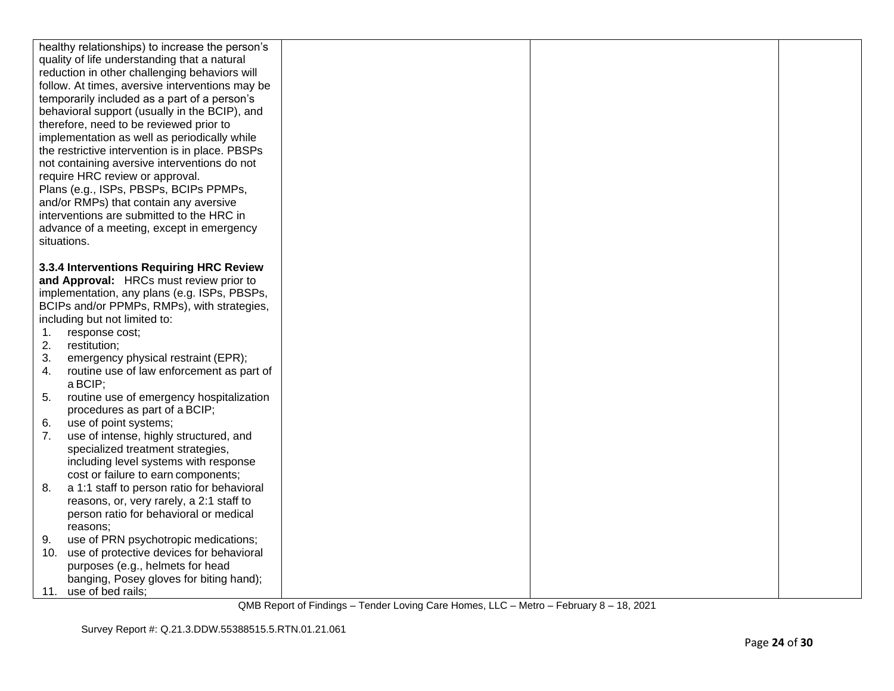| | | | |
|---|---|---|---|
| healthy relationships) to increase the person's quality of life understanding that a natural reduction in other challenging behaviors will follow. At times, aversive interventions may be temporarily included as a part of a person's behavioral support (usually in the BCIP), and therefore, need to be reviewed prior to implementation as well as periodically while the restrictive intervention is in place. PBSPs not containing aversive interventions do not require HRC review or approval.<br>Plans (e.g., ISPs, PBSPs, BCIPs PPMPs, and/or RMPs) that contain any aversive interventions are submitted to the HRC in advance of a meeting, except in emergency situations.<br><br>**3.3.4 Interventions Requiring HRC Review and Approval:** HRCs must review prior to implementation, any plans (e.g. ISPs, PBSPs, BCIPs and/or PPMPs, RMPs), with strategies, including but not limited to:<br>1. response cost;<br>2. restitution;<br>3. emergency physical restraint (EPR);<br>4. routine use of law enforcement as part of a BCIP;<br>5. routine use of emergency hospitalization procedures as part of a BCIP;<br>6. use of point systems;<br>7. use of intense, highly structured, and specialized treatment strategies, including level systems with response cost or failure to earn components;<br>8. a 1:1 staff to person ratio for behavioral reasons, or, very rarely, a 2:1 staff to person ratio for behavioral or medical reasons;<br>9. use of PRN psychotropic medications;<br>10. use of protective devices for behavioral purposes (e.g., helmets for head banging, Posey gloves for biting hand);<br>11. use of bed rails; | | | |

QMB Report of Findings – Tender Loving Care Homes, LLC – Metro – February 8 – 18, 2021

Survey Report #: Q.21.3.DDW.55388515.5.RTN.01.21.061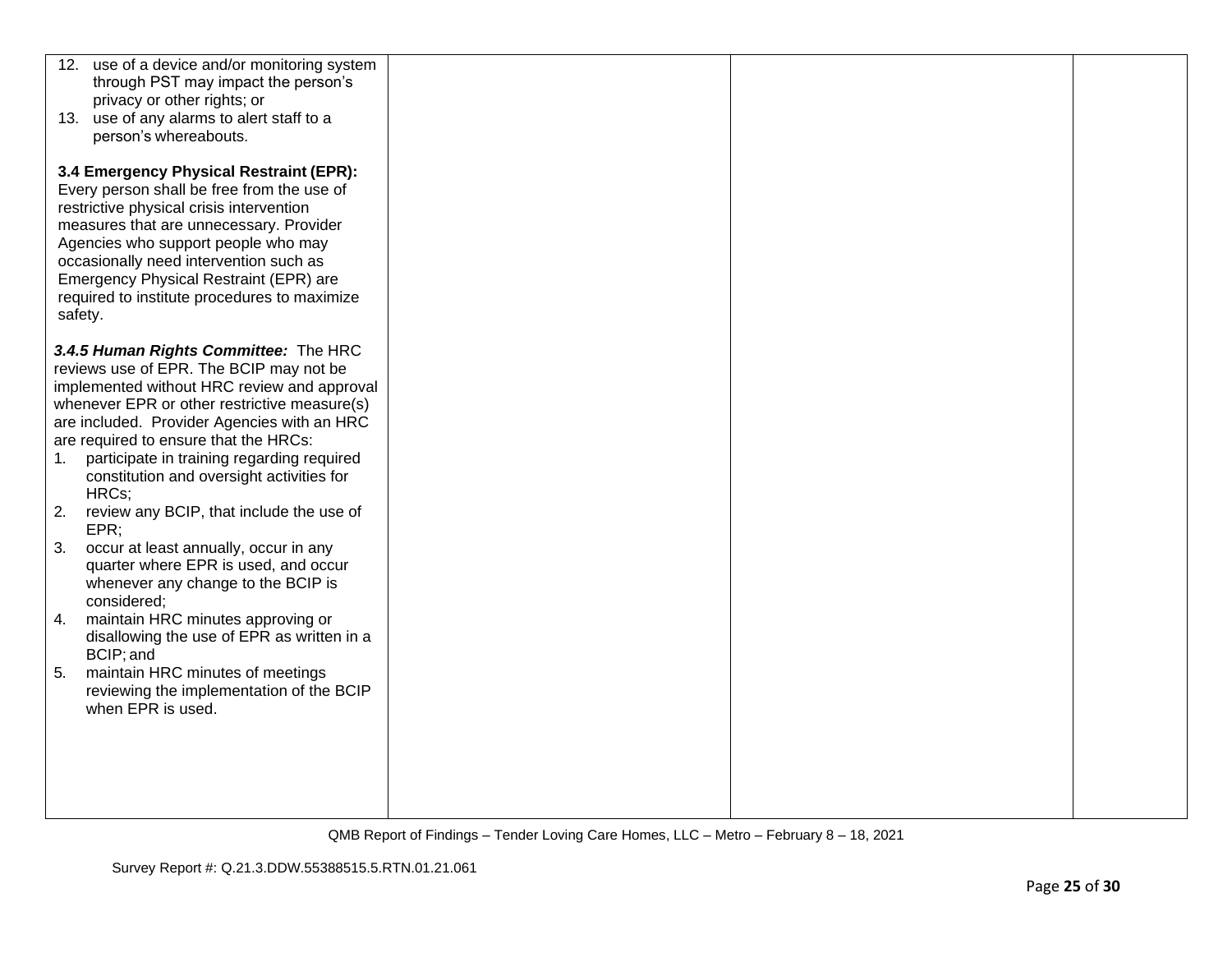| | | | |
|---|---|---|---|
| 12. use of a device and/or monitoring system through PST may impact the person's privacy or other rights; or<br>13. use of any alarms to alert staff to a person's whereabouts.<br><br>**3.4 Emergency Physical Restraint (EPR):** Every person shall be free from the use of restrictive physical crisis intervention measures that are unnecessary. Provider Agencies who support people who may occasionally need intervention such as Emergency Physical Restraint (EPR) are required to institute procedures to maximize safety.<br><br>***3.4.5 Human Rights Committee:*** The HRC reviews use of EPR. The BCIP may not be implemented without HRC review and approval whenever EPR or other restrictive measure(s) are included. Provider Agencies with an HRC are required to ensure that the HRCs:<br>1. participate in training regarding required constitution and oversight activities for HRCs;<br>2. review any BCIP, that include the use of EPR;<br>3. occur at least annually, occur in any quarter where EPR is used, and occur whenever any change to the BCIP is considered;<br>4. maintain HRC minutes approving or disallowing the use of EPR as written in a BCIP; and<br>5. maintain HRC minutes of meetings reviewing the implementation of the BCIP when EPR is used. | | | |

QMB Report of Findings – Tender Loving Care Homes, LLC – Metro – February 8 – 18, 2021

Survey Report #: Q.21.3.DDW.55388515.5.RTN.01.21.061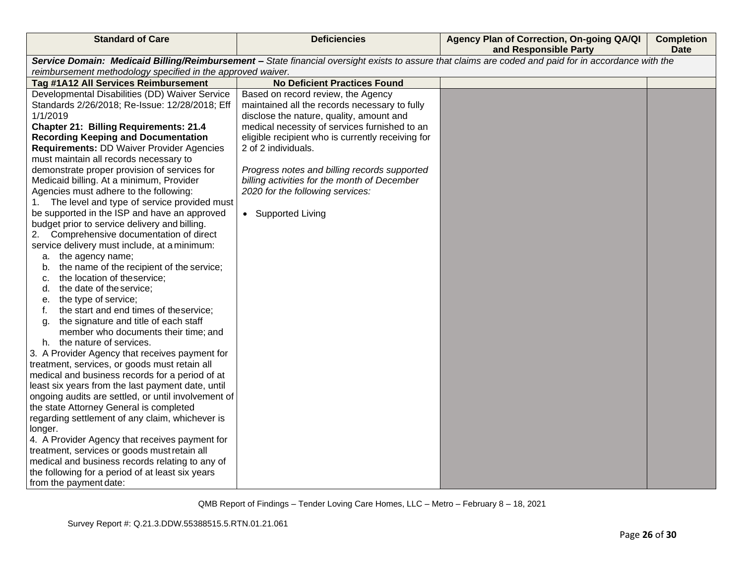| Standard of Care | Deficiencies | Agency Plan of Correction, On-going QA/QI and Responsible Party | Completion Date |
|---|---|---|---|
| ***Service Domain: Medicaid Billing/Reimbursement –*** *State financial oversight exists to assure that claims are coded and paid for in accordance with the reimbursement methodology specified in the approved waiver.* | | | |
| **Tag #1A12 All Services Reimbursement** | **No Deficient Practices Found** | | |
| Developmental Disabilities (DD) Waiver Service Standards 2/26/2018; Re-Issue: 12/28/2018; Eff 1/1/2019<br>**Chapter 21: Billing Requirements: 21.4 Recording Keeping and Documentation Requirements:** DD Waiver Provider Agencies must maintain all records necessary to demonstrate proper provision of services for Medicaid billing. At a minimum, Provider Agencies must adhere to the following:<br>1. The level and type of service provided must be supported in the ISP and have an approved budget prior to service delivery and billing.<br>2. Comprehensive documentation of direct service delivery must include, at a minimum:<br>a. the agency name;<br>b. the name of the recipient of the service;<br>c. the location of the service;<br>d. the date of the service;<br>e. the type of service;<br>f. the start and end times of the service;<br>g. the signature and title of each staff member who documents their time; and<br>h. the nature of services.<br>3. A Provider Agency that receives payment for treatment, services, or goods must retain all medical and business records for a period of at least six years from the last payment date, until ongoing audits are settled, or until involvement of the state Attorney General is completed regarding settlement of any claim, whichever is longer.<br>4. A Provider Agency that receives payment for treatment, services or goods must retain all medical and business records relating to any of the following for a period of at least six years from the payment date: | Based on record review, the Agency maintained all the records necessary to fully disclose the nature, quality, amount and medical necessity of services furnished to an eligible recipient who is currently receiving for 2 of 2 individuals.<br><br>*Progress notes and billing records supported billing activities for the month of December 2020 for the following services:*<br><br>• Supported Living | | |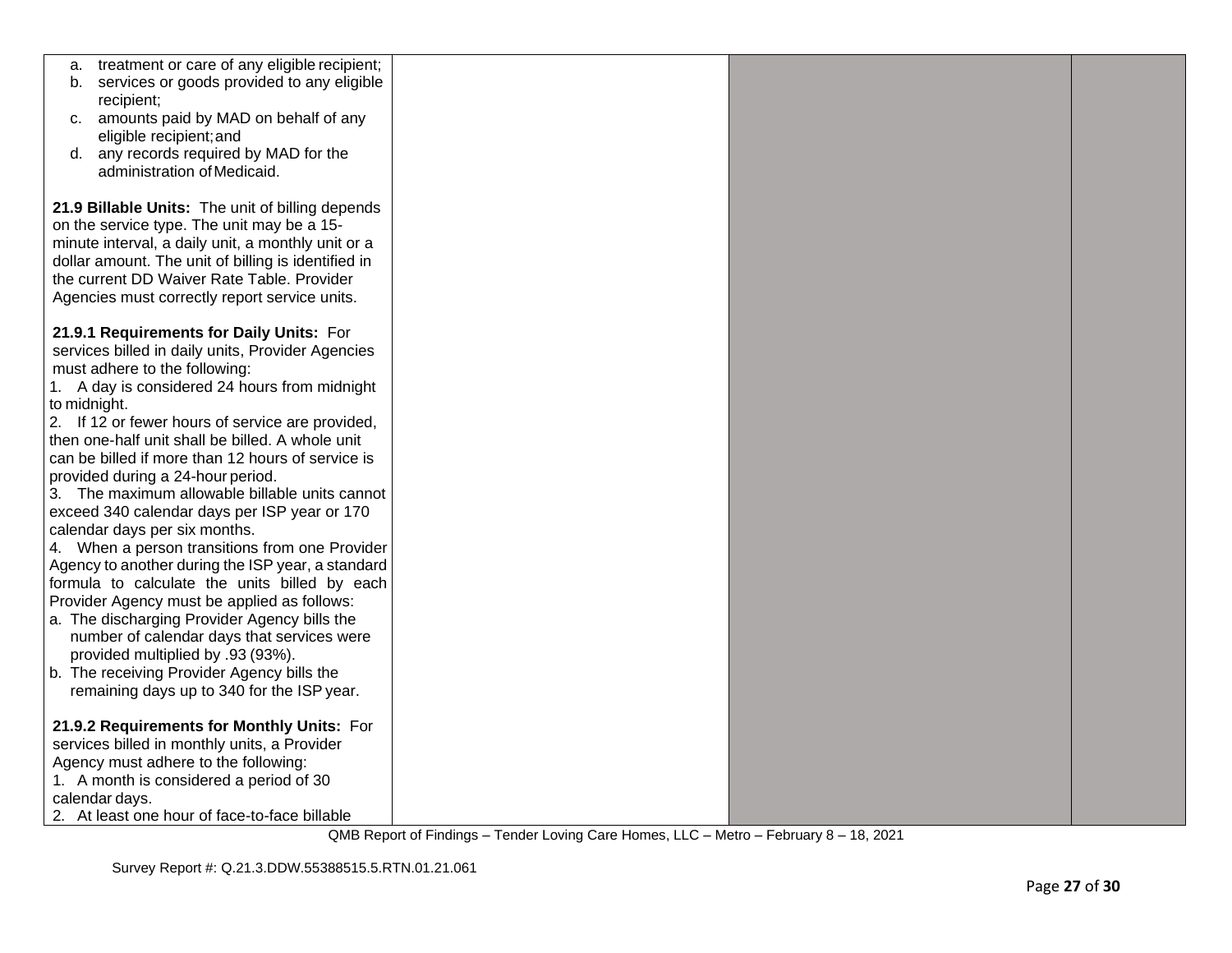| | | | |
|---|---|---|---|
| a. treatment or care of any eligible recipient;<br>b. services or goods provided to any eligible recipient;<br>c. amounts paid by MAD on behalf of any eligible recipient; and<br>d. any records required by MAD for the administration of Medicaid.<br><br>**21.9 Billable Units:** The unit of billing depends on the service type. The unit may be a 15-minute interval, a daily unit, a monthly unit or a dollar amount. The unit of billing is identified in the current DD Waiver Rate Table. Provider Agencies must correctly report service units.<br><br>**21.9.1 Requirements for Daily Units:** For services billed in daily units, Provider Agencies must adhere to the following:<br>1. A day is considered 24 hours from midnight to midnight.<br>2. If 12 or fewer hours of service are provided, then one-half unit shall be billed. A whole unit can be billed if more than 12 hours of service is provided during a 24-hour period.<br>3. The maximum allowable billable units cannot exceed 340 calendar days per ISP year or 170 calendar days per six months.<br>4. When a person transitions from one Provider Agency to another during the ISP year, a standard formula to calculate the units billed by each Provider Agency must be applied as follows:<br>a. The discharging Provider Agency bills the number of calendar days that services were provided multiplied by .93 (93%).<br>b. The receiving Provider Agency bills the remaining days up to 340 for the ISP year.<br><br>**21.9.2 Requirements for Monthly Units:** For services billed in monthly units, a Provider Agency must adhere to the following:<br>1. A month is considered a period of 30 calendar days.<br>2. At least one hour of face-to-face billable | | | |

QMB Report of Findings – Tender Loving Care Homes, LLC – Metro – February 8 – 18, 2021

Survey Report #: Q.21.3.DDW.55388515.5.RTN.01.21.061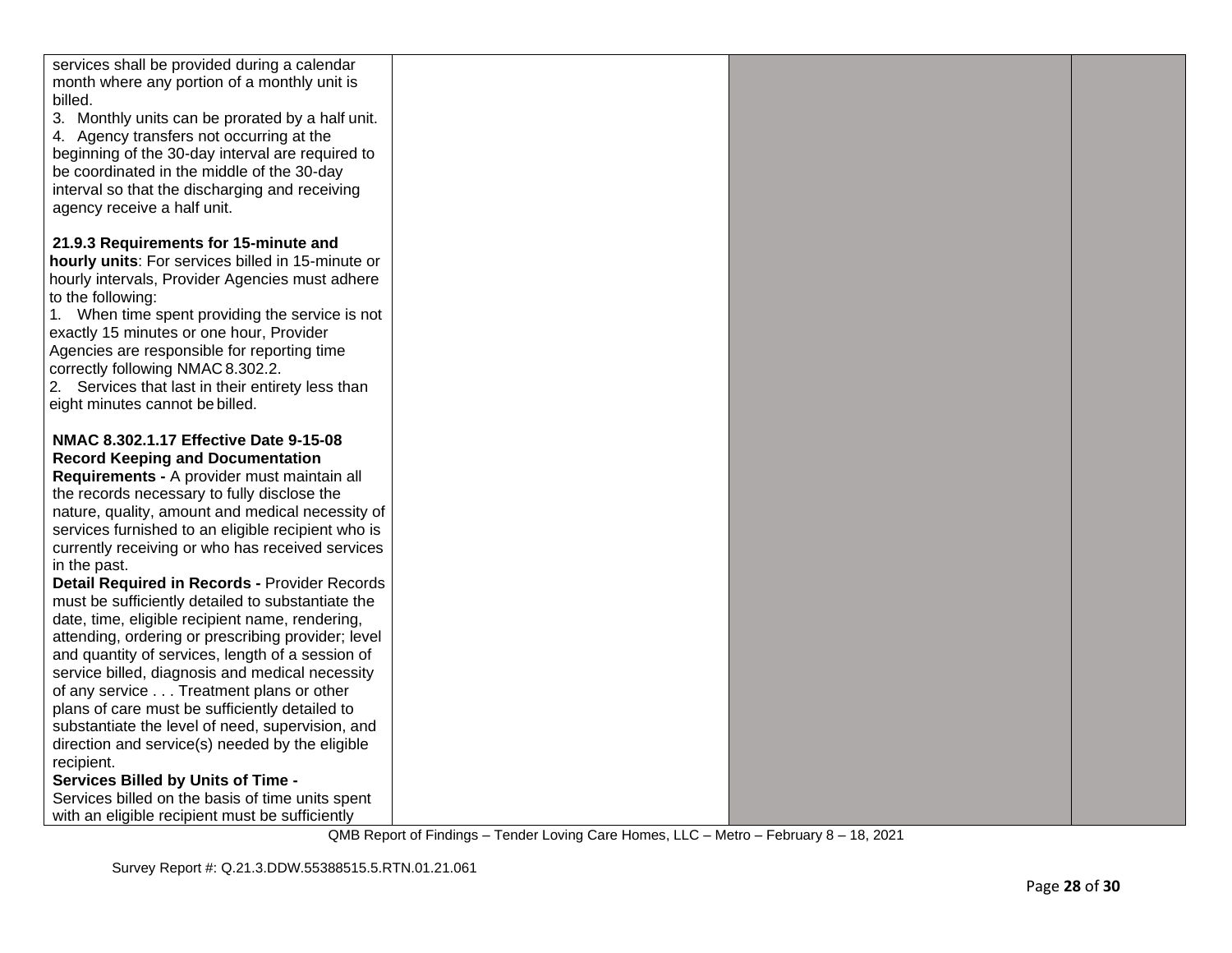| | | | |
|---|---|---|---|
| services shall be provided during a calendar month where any portion of a monthly unit is billed.<br>3. Monthly units can be prorated by a half unit.<br>4. Agency transfers not occurring at the beginning of the 30-day interval are required to be coordinated in the middle of the 30-day interval so that the discharging and receiving agency receive a half unit.<br><br>**21.9.3 Requirements for 15-minute and hourly units**: For services billed in 15-minute or hourly intervals, Provider Agencies must adhere to the following:<br>1. When time spent providing the service is not exactly 15 minutes or one hour, Provider Agencies are responsible for reporting time correctly following NMAC 8.302.2.<br>2. Services that last in their entirety less than eight minutes cannot be billed.<br><br>**NMAC 8.302.1.17 Effective Date 9-15-08 Record Keeping and Documentation Requirements -** A provider must maintain all the records necessary to fully disclose the nature, quality, amount and medical necessity of services furnished to an eligible recipient who is currently receiving or who has received services in the past.<br>**Detail Required in Records -** Provider Records must be sufficiently detailed to substantiate the date, time, eligible recipient name, rendering, attending, ordering or prescribing provider; level and quantity of services, length of a session of service billed, diagnosis and medical necessity of any service . . . Treatment plans or other plans of care must be sufficiently detailed to substantiate the level of need, supervision, and direction and service(s) needed by the eligible recipient.<br>**Services Billed by Units of Time -**<br>Services billed on the basis of time units spent with an eligible recipient must be sufficiently | | | |

QMB Report of Findings – Tender Loving Care Homes, LLC – Metro – February 8 – 18, 2021

Survey Report #: Q.21.3.DDW.55388515.5.RTN.01.21.061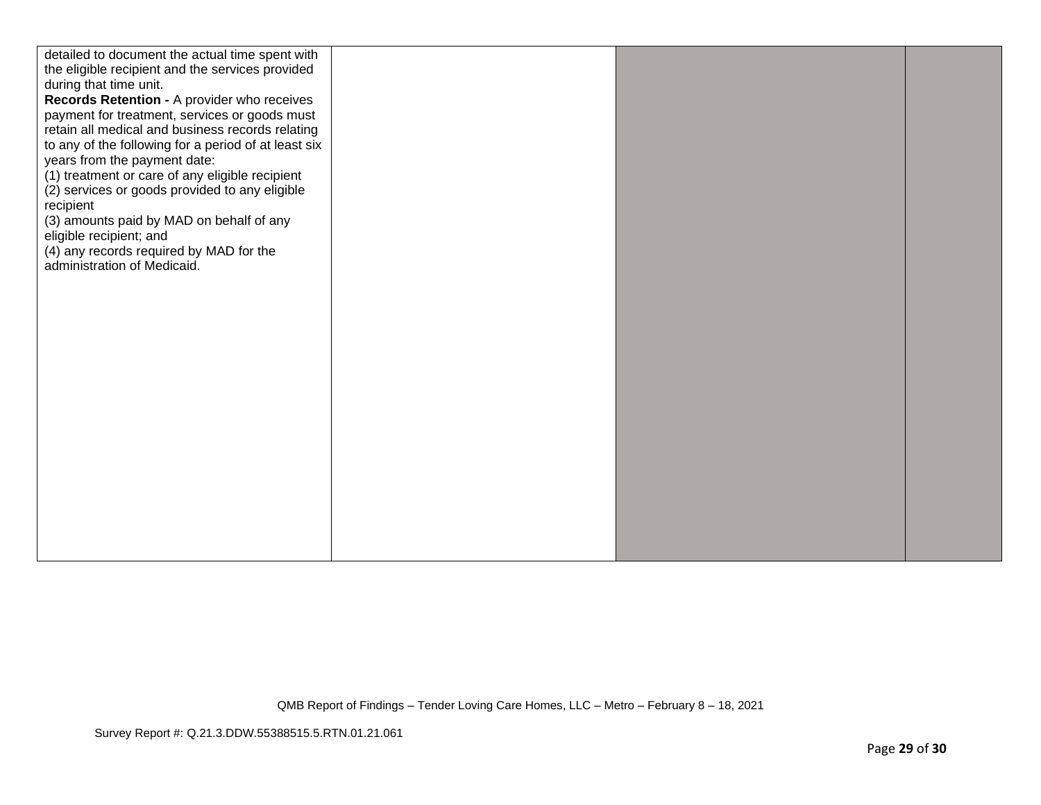| | | | |
|---|---|---|---|
| detailed to document the actual time spent with the eligible recipient and the services provided during that time unit.<br>**Records Retention -** A provider who receives payment for treatment, services or goods must retain all medical and business records relating to any of the following for a period of at least six years from the payment date:<br>(1) treatment or care of any eligible recipient<br>(2) services or goods provided to any eligible recipient<br>(3) amounts paid by MAD on behalf of any eligible recipient; and<br>(4) any records required by MAD for the administration of Medicaid. | | | |

QMB Report of Findings – Tender Loving Care Homes, LLC – Metro – February 8 – 18, 2021

Survey Report #: Q.21.3.DDW.55388515.5.RTN.01.21.061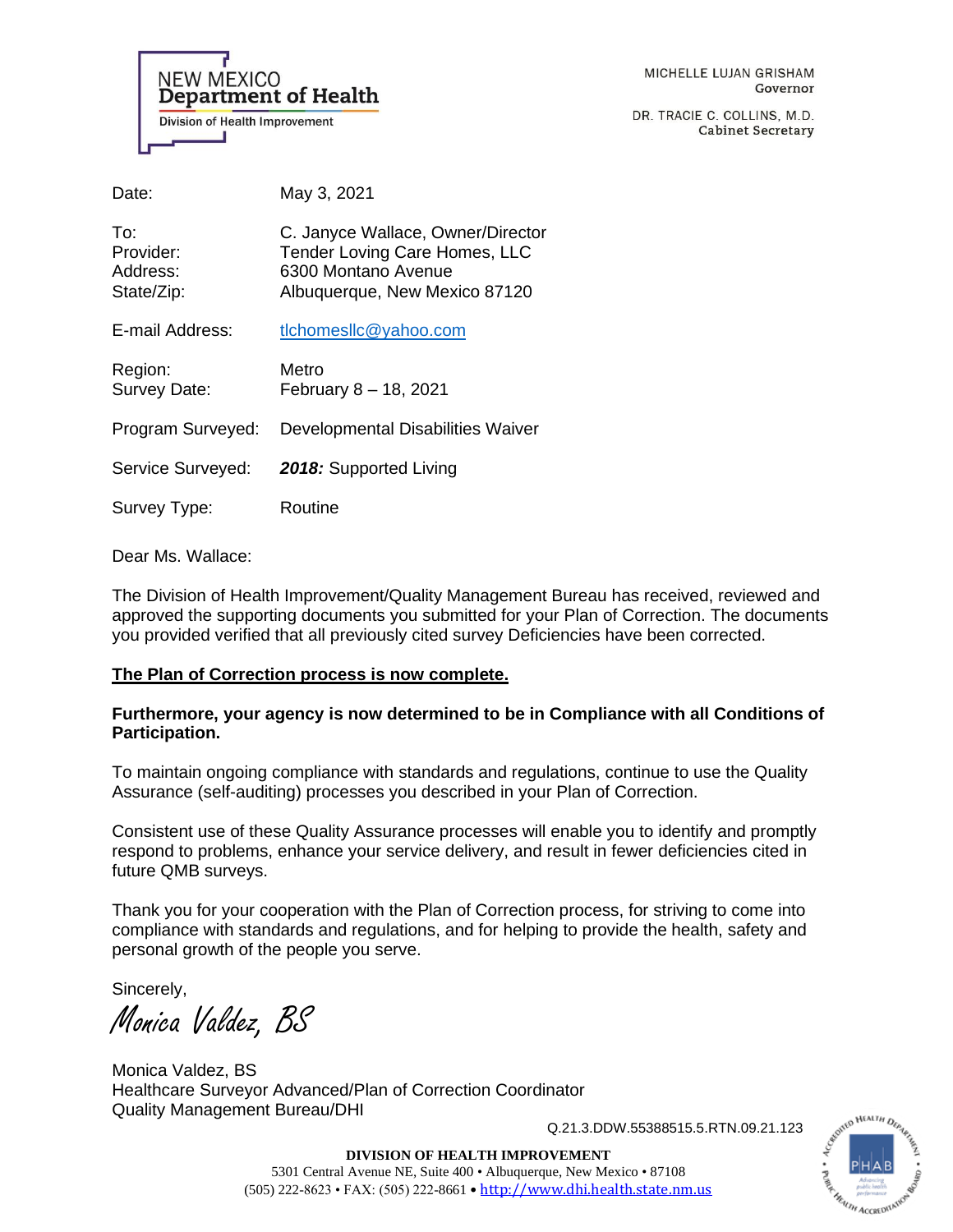NEW MEXICO
**Department of Health**
Division of Health Improvement

MICHELLE LUJAN GRISHAM
Governor

DR. TRACIE C. COLLINS, M.D.
Cabinet Secretary

| | |
|---|---|
| Date: | May 3, 2021 |
| To: | C. Janyce Wallace, Owner/Director |
| Provider: | Tender Loving Care Homes, LLC |
| Address: | 6300 Montano Avenue |
| State/Zip: | Albuquerque, New Mexico 87120 |
| E-mail Address: | tlchomesllc@yahoo.com |
| Region: | Metro |
| Survey Date: | February 8 – 18, 2021 |
| Program Surveyed: | Developmental Disabilities Waiver |
| Service Surveyed: | ***2018:*** Supported Living |
| Survey Type: | Routine |

Dear Ms. Wallace:

The Division of Health Improvement/Quality Management Bureau has received, reviewed and approved the supporting documents you submitted for your Plan of Correction. The documents you provided verified that all previously cited survey Deficiencies have been corrected.

**The Plan of Correction process is now complete.**

**Furthermore, your agency is now determined to be in Compliance with all Conditions of Participation.**

To maintain ongoing compliance with standards and regulations, continue to use the Quality Assurance (self-auditing) processes you described in your Plan of Correction.

Consistent use of these Quality Assurance processes will enable you to identify and promptly respond to problems, enhance your service delivery, and result in fewer deficiencies cited in future QMB surveys.

Thank you for your cooperation with the Plan of Correction process, for striving to come into compliance with standards and regulations, and for helping to provide the health, safety and personal growth of the people you serve.

Sincerely,

*Monica Valdez, BS*

Monica Valdez, BS
Healthcare Surveyor Advanced/Plan of Correction Coordinator
Quality Management Bureau/DHI

Q.21.3.DDW.55388515.5.RTN.09.21.123

**DIVISION OF HEALTH IMPROVEMENT**
5301 Central Avenue NE, Suite 400 • Albuquerque, New Mexico • 87108
(505) 222-8623 • FAX: (505) 222-8661 • http://www.dhi.health.state.nm.us